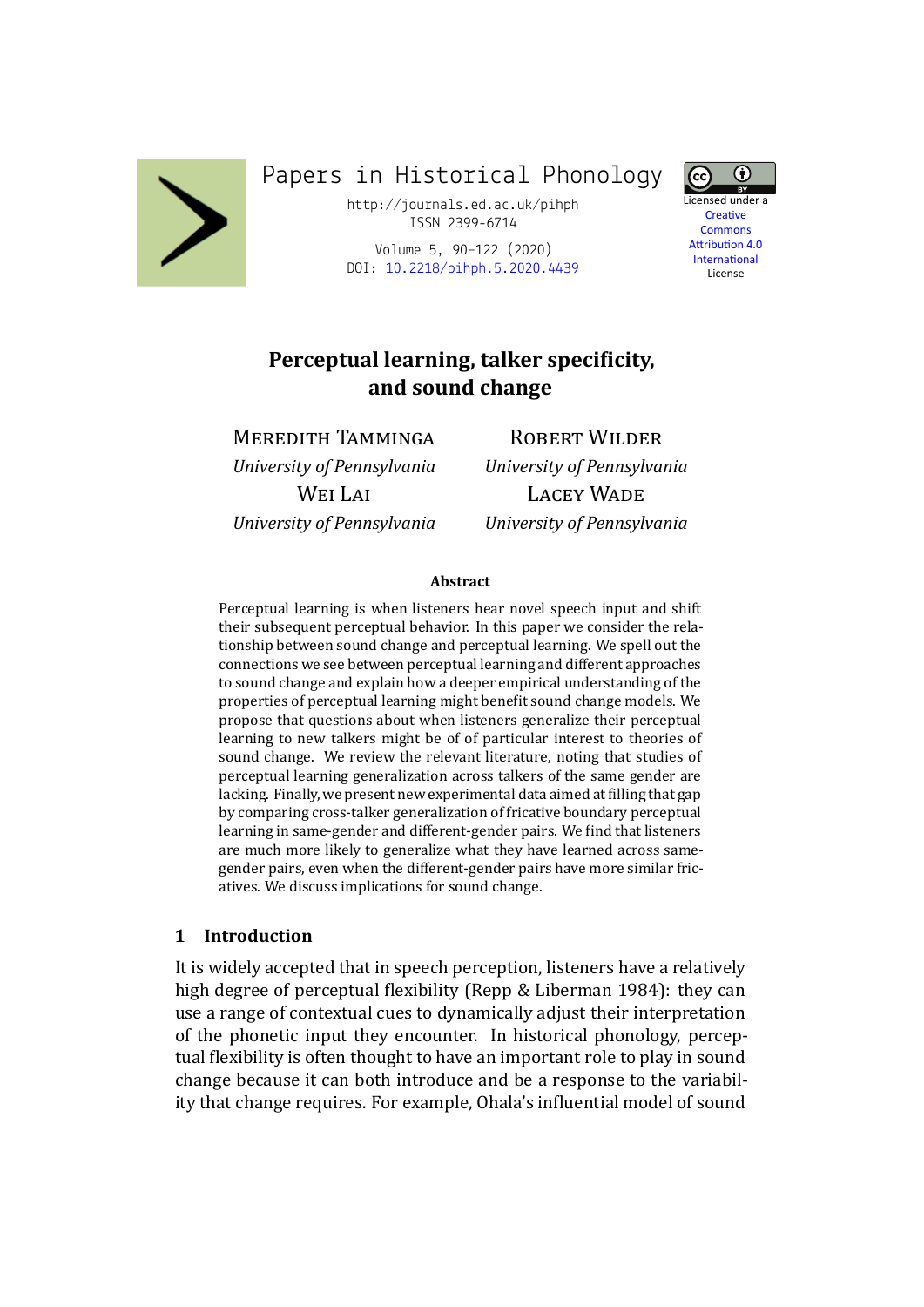Papers in Historical Phonology

http://journals.ed.ac.uk/pihph
ISSN 2399-6714

Volume 5, 90–122 (2020)
DOI: 10.2218/pihph.5.2020.4439

Licensed under a Creative Commons Attribution 4.0 International License

# Perceptual learning, talker specificity, and sound change

Meredith Tamminga
*University of Pennsylvania*

Robert Wilder
*University of Pennsylvania*

Wei Lai
*University of Pennsylvania*

Lacey Wade
*University of Pennsylvania*

**Abstract**

Perceptual learning is when listeners hear novel speech input and shift their subsequent perceptual behavior. In this paper we consider the relationship between sound change and perceptual learning. We spell out the connections we see between perceptual learning and different approaches to sound change and explain how a deeper empirical understanding of the properties of perceptual learning might benefit sound change models. We propose that questions about when listeners generalize their perceptual learning to new talkers might be of of particular interest to theories of sound change. We review the relevant literature, noting that studies of perceptual learning generalization across talkers of the same gender are lacking. Finally, we present new experimental data aimed at filling that gap by comparing cross-talker generalization of fricative boundary perceptual learning in same-gender and different-gender pairs. We find that listeners are much more likely to generalize what they have learned across same-gender pairs, even when the different-gender pairs have more similar fricatives. We discuss implications for sound change.

## 1 Introduction

It is widely accepted that in speech perception, listeners have a relatively high degree of perceptual flexibility (Repp & Liberman 1984): they can use a range of contextual cues to dynamically adjust their interpretation of the phonetic input they encounter. In historical phonology, perceptual flexibility is often thought to have an important role to play in sound change because it can both introduce and be a response to the variability that change requires. For example, Ohala's influential model of sound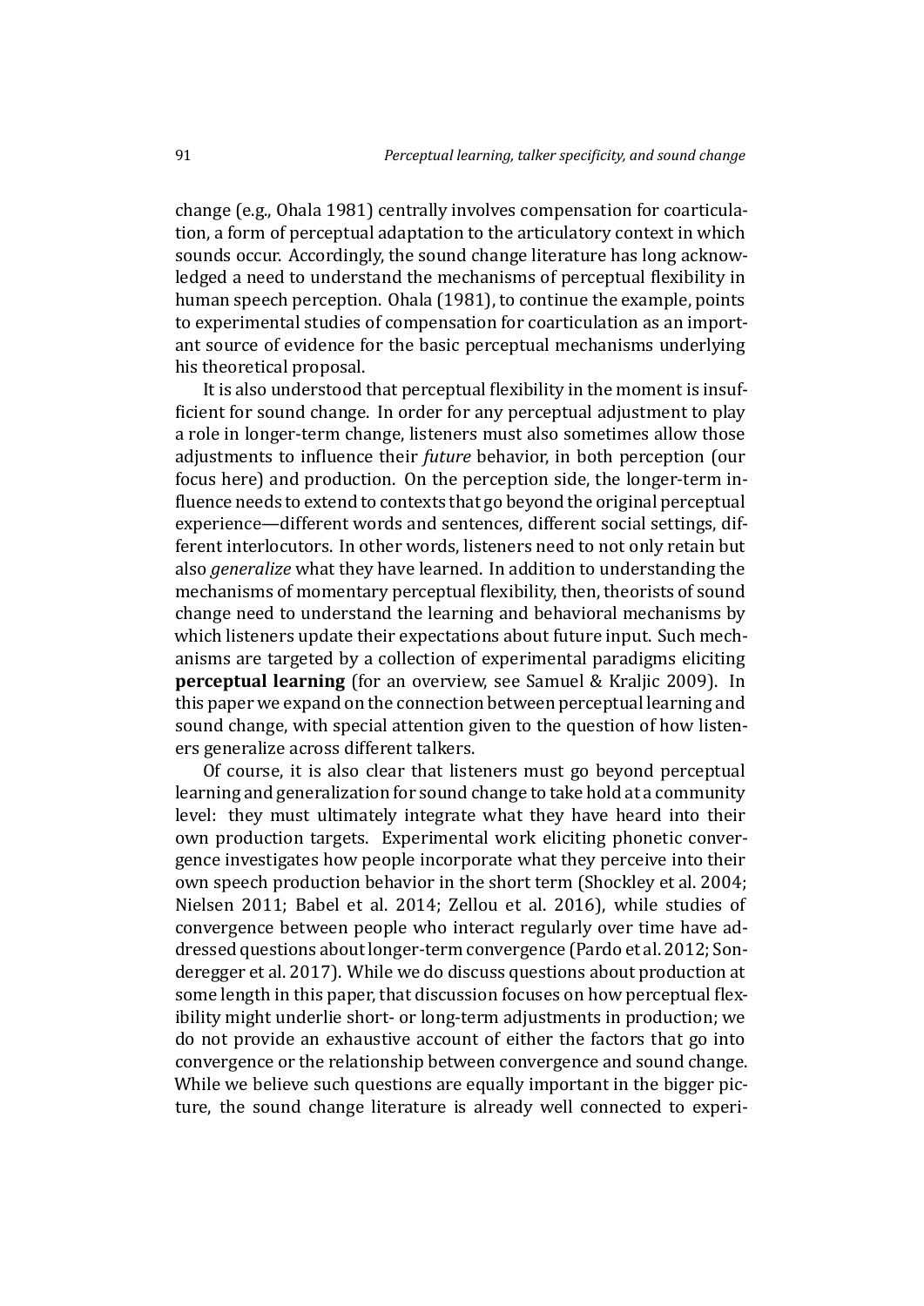change (e.g., Ohala 1981) centrally involves compensation for coarticulation, a form of perceptual adaptation to the articulatory context in which sounds occur. Accordingly, the sound change literature has long acknowledged a need to understand the mechanisms of perceptual flexibility in human speech perception. Ohala (1981), to continue the example, points to experimental studies of compensation for coarticulation as an important source of evidence for the basic perceptual mechanisms underlying his theoretical proposal.

It is also understood that perceptual flexibility in the moment is insufficient for sound change. In order for any perceptual adjustment to play a role in longer-term change, listeners must also sometimes allow those adjustments to influence their *future* behavior, in both perception (our focus here) and production. On the perception side, the longer-term influence needs to extend to contexts that go beyond the original perceptual experience—different words and sentences, different social settings, different interlocutors. In other words, listeners need to not only retain but also *generalize* what they have learned. In addition to understanding the mechanisms of momentary perceptual flexibility, then, theorists of sound change need to understand the learning and behavioral mechanisms by which listeners update their expectations about future input. Such mechanisms are targeted by a collection of experimental paradigms eliciting **perceptual learning** (for an overview, see Samuel & Kraljic 2009). In this paper we expand on the connection between perceptual learning and sound change, with special attention given to the question of how listeners generalize across different talkers.

Of course, it is also clear that listeners must go beyond perceptual learning and generalization for sound change to take hold at a community level: they must ultimately integrate what they have heard into their own production targets. Experimental work eliciting phonetic convergence investigates how people incorporate what they perceive into their own speech production behavior in the short term (Shockley et al. 2004; Nielsen 2011; Babel et al. 2014; Zellou et al. 2016), while studies of convergence between people who interact regularly over time have addressed questions about longer-term convergence (Pardo et al. 2012; Sonderegger et al. 2017). While we do discuss questions about production at some length in this paper, that discussion focuses on how perceptual flexibility might underlie short- or long-term adjustments in production; we do not provide an exhaustive account of either the factors that go into convergence or the relationship between convergence and sound change. While we believe such questions are equally important in the bigger picture, the sound change literature is already well connected to experi-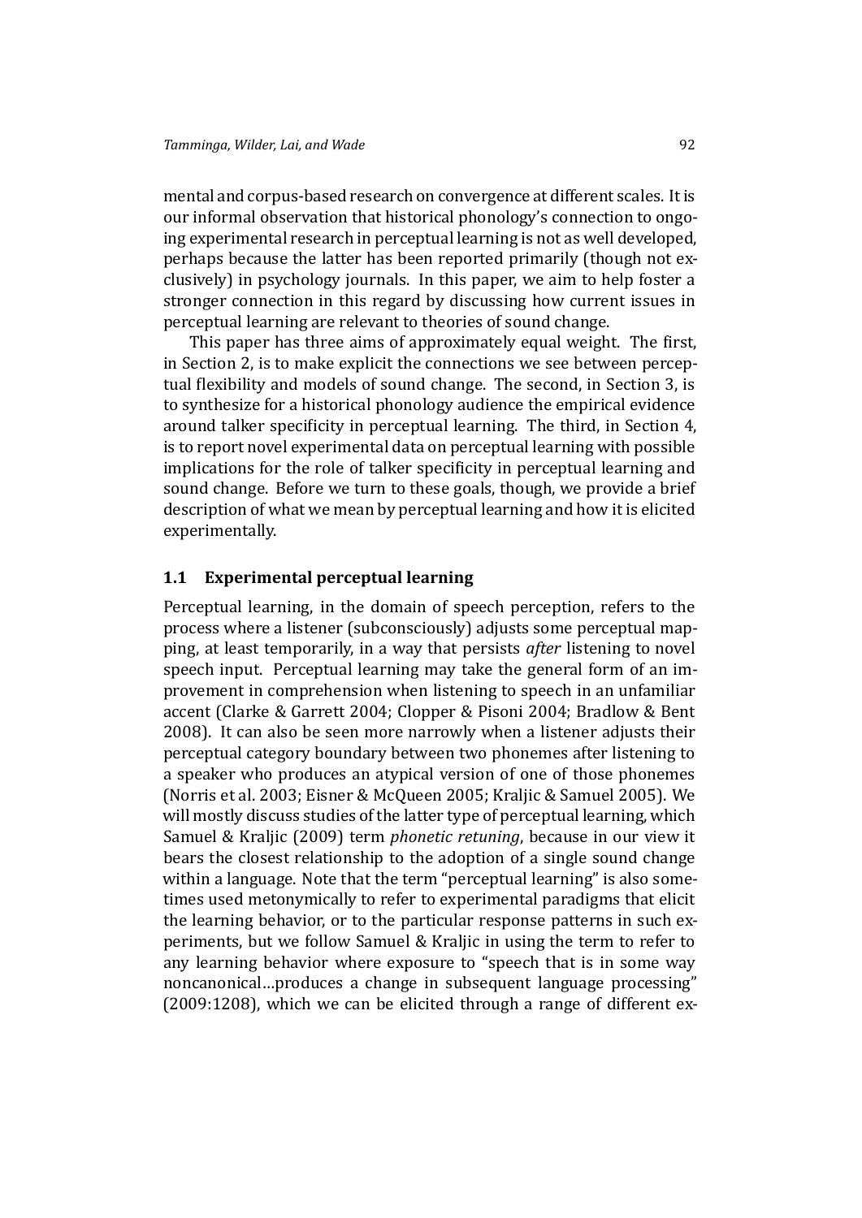mental and corpus-based research on convergence at different scales. It is our informal observation that historical phonology's connection to ongoing experimental research in perceptual learning is not as well developed, perhaps because the latter has been reported primarily (though not exclusively) in psychology journals. In this paper, we aim to help foster a stronger connection in this regard by discussing how current issues in perceptual learning are relevant to theories of sound change.

This paper has three aims of approximately equal weight. The first, in Section 2, is to make explicit the connections we see between perceptual flexibility and models of sound change. The second, in Section 3, is to synthesize for a historical phonology audience the empirical evidence around talker specificity in perceptual learning. The third, in Section 4, is to report novel experimental data on perceptual learning with possible implications for the role of talker specificity in perceptual learning and sound change. Before we turn to these goals, though, we provide a brief description of what we mean by perceptual learning and how it is elicited experimentally.

### 1.1 Experimental perceptual learning

Perceptual learning, in the domain of speech perception, refers to the process where a listener (subconsciously) adjusts some perceptual mapping, at least temporarily, in a way that persists *after* listening to novel speech input. Perceptual learning may take the general form of an improvement in comprehension when listening to speech in an unfamiliar accent (Clarke & Garrett 2004; Clopper & Pisoni 2004; Bradlow & Bent 2008). It can also be seen more narrowly when a listener adjusts their perceptual category boundary between two phonemes after listening to a speaker who produces an atypical version of one of those phonemes (Norris et al. 2003; Eisner & McQueen 2005; Kraljic & Samuel 2005). We will mostly discuss studies of the latter type of perceptual learning, which Samuel & Kraljic (2009) term *phonetic retuning*, because in our view it bears the closest relationship to the adoption of a single sound change within a language. Note that the term "perceptual learning" is also sometimes used metonymically to refer to experimental paradigms that elicit the learning behavior, or to the particular response patterns in such experiments, but we follow Samuel & Kraljic in using the term to refer to any learning behavior where exposure to "speech that is in some way noncanonical…produces a change in subsequent language processing" (2009:1208), which we can be elicited through a range of different ex-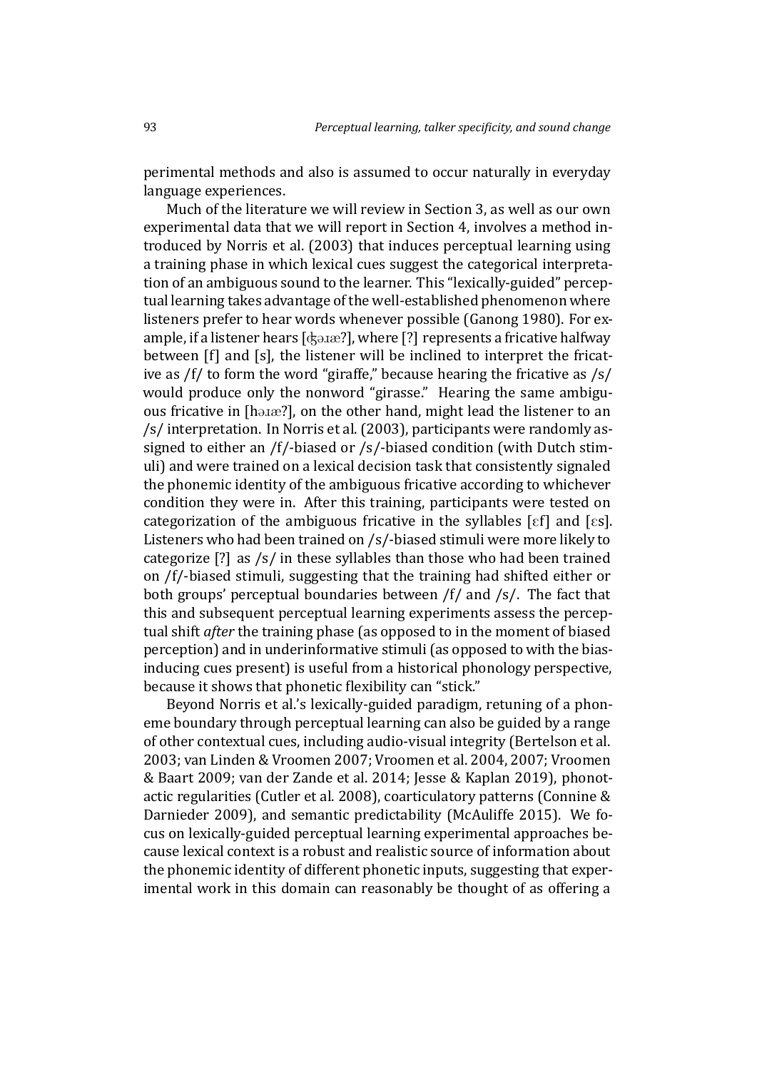perimental methods and also is assumed to occur naturally in everyday language experiences.

Much of the literature we will review in Section 3, as well as our own experimental data that we will report in Section 4, involves a method introduced by Norris et al. (2003) that induces perceptual learning using a training phase in which lexical cues suggest the categorical interpretation of an ambiguous sound to the learner. This "lexically-guided" perceptual learning takes advantage of the well-established phenomenon where listeners prefer to hear words whenever possible (Ganong 1980). For example, if a listener hears [ʤəɹæ?], where [?] represents a fricative halfway between [f] and [s], the listener will be inclined to interpret the fricative as /f/ to form the word "giraffe," because hearing the fricative as /s/ would produce only the nonword "girasse." Hearing the same ambiguous fricative in [həɹæ?], on the other hand, might lead the listener to an /s/ interpretation. In Norris et al. (2003), participants were randomly assigned to either an /f/-biased or /s/-biased condition (with Dutch stimuli) and were trained on a lexical decision task that consistently signaled the phonemic identity of the ambiguous fricative according to whichever condition they were in. After this training, participants were tested on categorization of the ambiguous fricative in the syllables [ɛf] and [ɛs]. Listeners who had been trained on /s/-biased stimuli were more likely to categorize [?] as /s/ in these syllables than those who had been trained on /f/-biased stimuli, suggesting that the training had shifted either or both groups' perceptual boundaries between /f/ and /s/. The fact that this and subsequent perceptual learning experiments assess the perceptual shift *after* the training phase (as opposed to in the moment of biased perception) and in underinformative stimuli (as opposed to with the bias-inducing cues present) is useful from a historical phonology perspective, because it shows that phonetic flexibility can "stick."

Beyond Norris et al.'s lexically-guided paradigm, retuning of a phoneme boundary through perceptual learning can also be guided by a range of other contextual cues, including audio-visual integrity (Bertelson et al. 2003; van Linden & Vroomen 2007; Vroomen et al. 2004, 2007; Vroomen & Baart 2009; van der Zande et al. 2014; Jesse & Kaplan 2019), phonotactic regularities (Cutler et al. 2008), coarticulatory patterns (Connine & Darnieder 2009), and semantic predictability (McAuliffe 2015). We focus on lexically-guided perceptual learning experimental approaches because lexical context is a robust and realistic source of information about the phonemic identity of different phonetic inputs, suggesting that experimental work in this domain can reasonably be thought of as offering a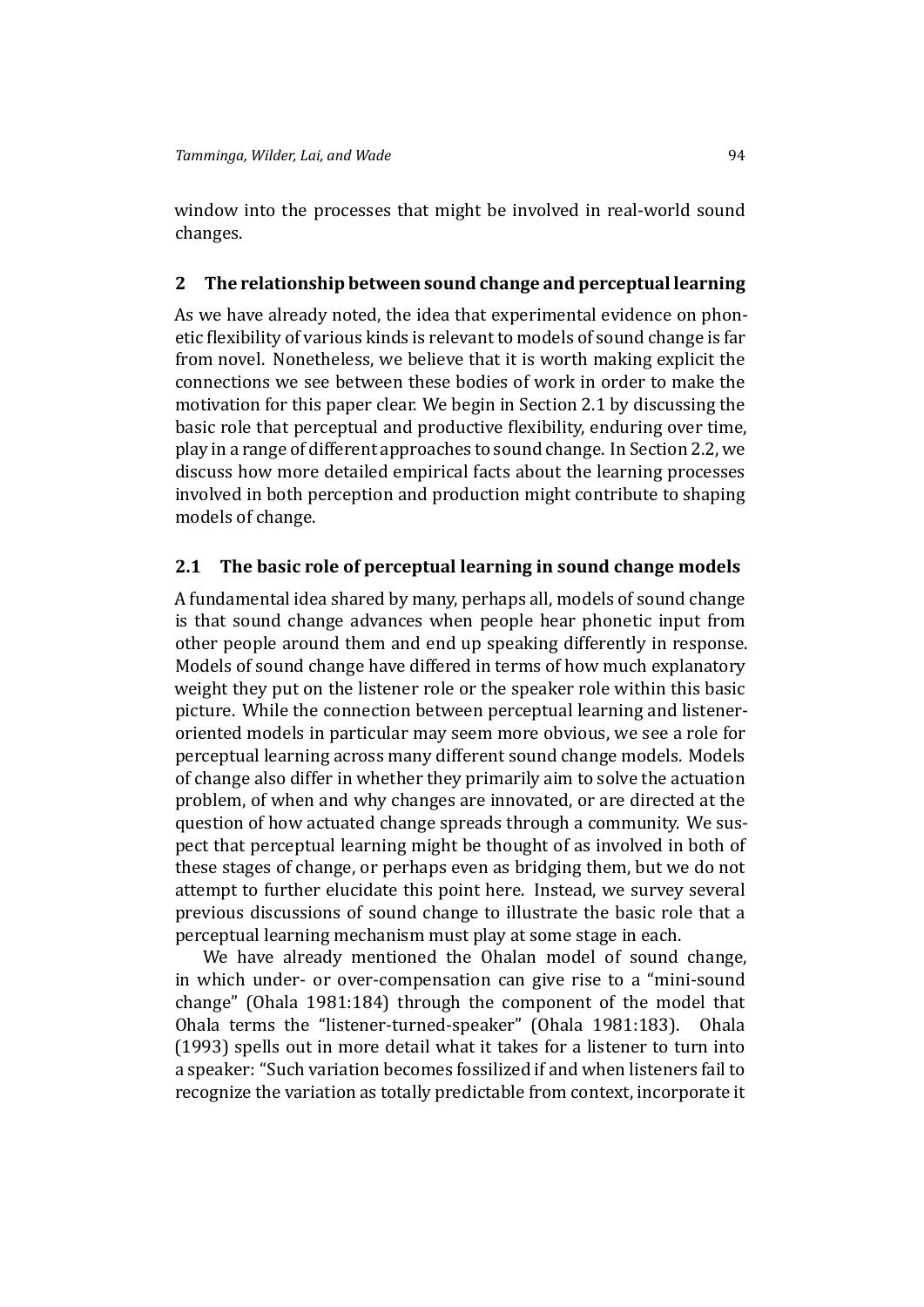window into the processes that might be involved in real-world sound changes.

## 2 The relationship between sound change and perceptual learning

As we have already noted, the idea that experimental evidence on phonetic flexibility of various kinds is relevant to models of sound change is far from novel. Nonetheless, we believe that it is worth making explicit the connections we see between these bodies of work in order to make the motivation for this paper clear. We begin in Section 2.1 by discussing the basic role that perceptual and productive flexibility, enduring over time, play in a range of different approaches to sound change. In Section 2.2, we discuss how more detailed empirical facts about the learning processes involved in both perception and production might contribute to shaping models of change.

### 2.1 The basic role of perceptual learning in sound change models

A fundamental idea shared by many, perhaps all, models of sound change is that sound change advances when people hear phonetic input from other people around them and end up speaking differently in response. Models of sound change have differed in terms of how much explanatory weight they put on the listener role or the speaker role within this basic picture. While the connection between perceptual learning and listener-oriented models in particular may seem more obvious, we see a role for perceptual learning across many different sound change models. Models of change also differ in whether they primarily aim to solve the actuation problem, of when and why changes are innovated, or are directed at the question of how actuated change spreads through a community. We suspect that perceptual learning might be thought of as involved in both of these stages of change, or perhaps even as bridging them, but we do not attempt to further elucidate this point here. Instead, we survey several previous discussions of sound change to illustrate the basic role that a perceptual learning mechanism must play at some stage in each.

We have already mentioned the Ohalan model of sound change, in which under- or over-compensation can give rise to a "mini-sound change" (Ohala 1981:184) through the component of the model that Ohala terms the "listener-turned-speaker" (Ohala 1981:183). Ohala (1993) spells out in more detail what it takes for a listener to turn into a speaker: "Such variation becomes fossilized if and when listeners fail to recognize the variation as totally predictable from context, incorporate it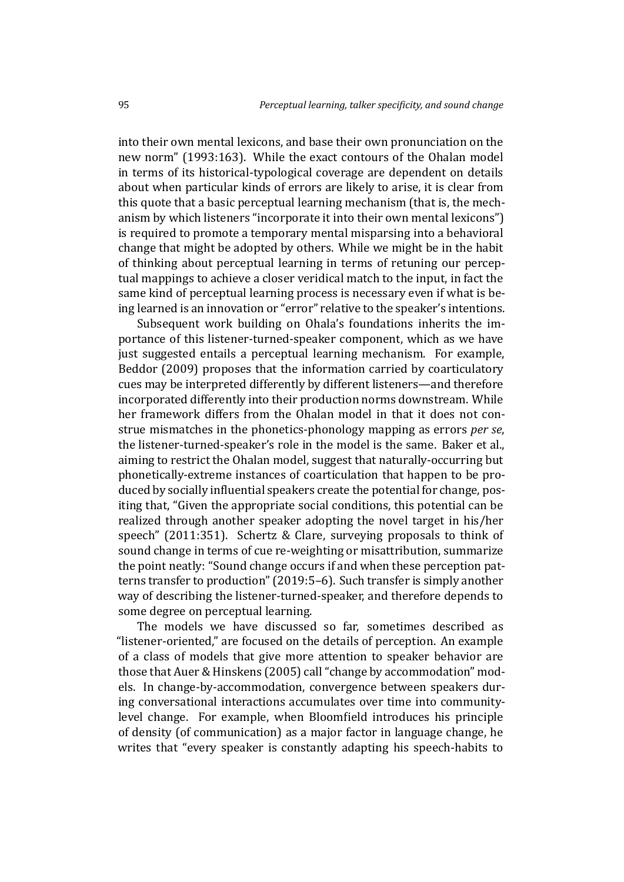into their own mental lexicons, and base their own pronunciation on the new norm" (1993:163). While the exact contours of the Ohalan model in terms of its historical-typological coverage are dependent on details about when particular kinds of errors are likely to arise, it is clear from this quote that a basic perceptual learning mechanism (that is, the mechanism by which listeners "incorporate it into their own mental lexicons") is required to promote a temporary mental misparsing into a behavioral change that might be adopted by others. While we might be in the habit of thinking about perceptual learning in terms of retuning our perceptual mappings to achieve a closer veridical match to the input, in fact the same kind of perceptual learning process is necessary even if what is being learned is an innovation or "error" relative to the speaker's intentions.

Subsequent work building on Ohala's foundations inherits the importance of this listener-turned-speaker component, which as we have just suggested entails a perceptual learning mechanism. For example, Beddor (2009) proposes that the information carried by coarticulatory cues may be interpreted differently by different listeners—and therefore incorporated differently into their production norms downstream. While her framework differs from the Ohalan model in that it does not construe mismatches in the phonetics-phonology mapping as errors *per se*, the listener-turned-speaker's role in the model is the same. Baker et al., aiming to restrict the Ohalan model, suggest that naturally-occurring but phonetically-extreme instances of coarticulation that happen to be produced by socially influential speakers create the potential for change, positing that, "Given the appropriate social conditions, this potential can be realized through another speaker adopting the novel target in his/her speech" (2011:351). Schertz & Clare, surveying proposals to think of sound change in terms of cue re-weighting or misattribution, summarize the point neatly: "Sound change occurs if and when these perception patterns transfer to production" (2019:5–6). Such transfer is simply another way of describing the listener-turned-speaker, and therefore depends to some degree on perceptual learning.

The models we have discussed so far, sometimes described as "listener-oriented," are focused on the details of perception. An example of a class of models that give more attention to speaker behavior are those that Auer & Hinskens (2005) call "change by accommodation" models. In change-by-accommodation, convergence between speakers during conversational interactions accumulates over time into community-level change. For example, when Bloomfield introduces his principle of density (of communication) as a major factor in language change, he writes that "every speaker is constantly adapting his speech-habits to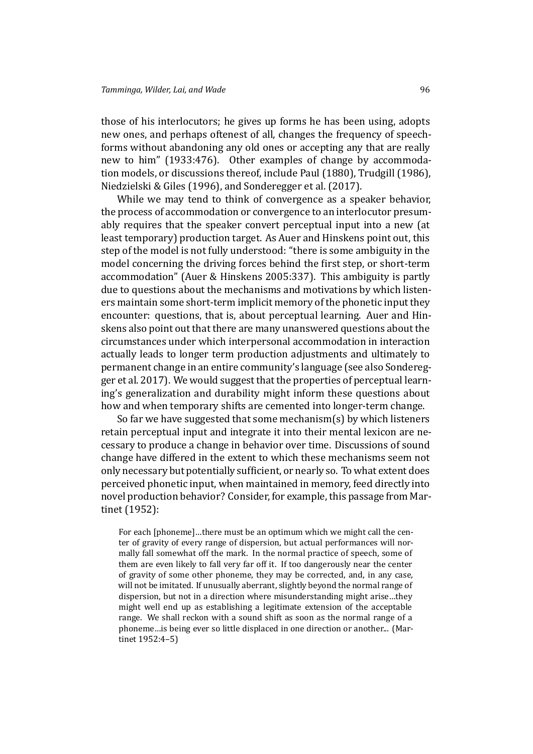those of his interlocutors; he gives up forms he has been using, adopts new ones, and perhaps oftenest of all, changes the frequency of speech-forms without abandoning any old ones or accepting any that are really new to him" (1933:476). Other examples of change by accommodation models, or discussions thereof, include Paul (1880), Trudgill (1986), Niedzielski & Giles (1996), and Sonderegger et al. (2017).

While we may tend to think of convergence as a speaker behavior, the process of accommodation or convergence to an interlocutor presumably requires that the speaker convert perceptual input into a new (at least temporary) production target. As Auer and Hinskens point out, this step of the model is not fully understood: "there is some ambiguity in the model concerning the driving forces behind the first step, or short-term accommodation" (Auer & Hinskens 2005:337). This ambiguity is partly due to questions about the mechanisms and motivations by which listeners maintain some short-term implicit memory of the phonetic input they encounter: questions, that is, about perceptual learning. Auer and Hinskens also point out that there are many unanswered questions about the circumstances under which interpersonal accommodation in interaction actually leads to longer term production adjustments and ultimately to permanent change in an entire community's language (see also Sonderegger et al. 2017). We would suggest that the properties of perceptual learning's generalization and durability might inform these questions about how and when temporary shifts are cemented into longer-term change.

So far we have suggested that some mechanism(s) by which listeners retain perceptual input and integrate it into their mental lexicon are necessary to produce a change in behavior over time. Discussions of sound change have differed in the extent to which these mechanisms seem not only necessary but potentially sufficient, or nearly so. To what extent does perceived phonetic input, when maintained in memory, feed directly into novel production behavior? Consider, for example, this passage from Martinet (1952):

> For each [phoneme]…there must be an optimum which we might call the center of gravity of every range of dispersion, but actual performances will normally fall somewhat off the mark. In the normal practice of speech, some of them are even likely to fall very far off it. If too dangerously near the center of gravity of some other phoneme, they may be corrected, and, in any case, will not be imitated. If unusually aberrant, slightly beyond the normal range of dispersion, but not in a direction where misunderstanding might arise…they might well end up as establishing a legitimate extension of the acceptable range. We shall reckon with a sound shift as soon as the normal range of a phoneme…is being ever so little displaced in one direction or another... (Martinet 1952:4–5)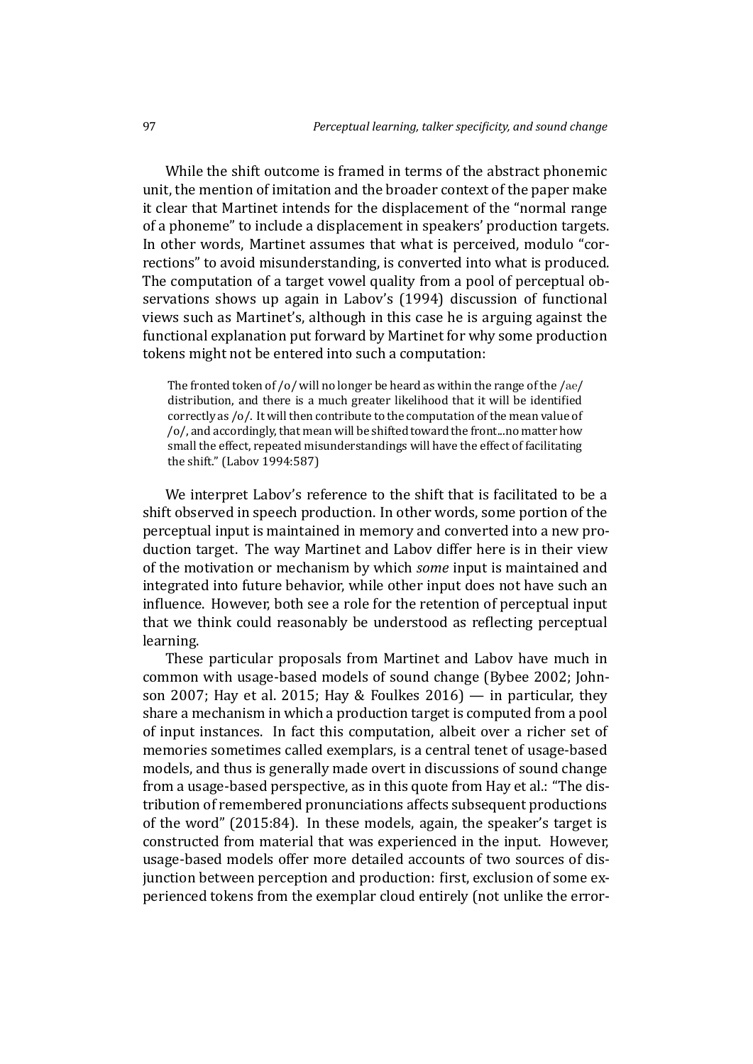While the shift outcome is framed in terms of the abstract phonemic unit, the mention of imitation and the broader context of the paper make it clear that Martinet intends for the displacement of the "normal range of a phoneme" to include a displacement in speakers' production targets. In other words, Martinet assumes that what is perceived, modulo "corrections" to avoid misunderstanding, is converted into what is produced. The computation of a target vowel quality from a pool of perceptual observations shows up again in Labov's (1994) discussion of functional views such as Martinet's, although in this case he is arguing against the functional explanation put forward by Martinet for why some production tokens might not be entered into such a computation:

> The fronted token of /o/ will no longer be heard as within the range of the /æ/ distribution, and there is a much greater likelihood that it will be identified correctly as /o/. It will then contribute to the computation of the mean value of /o/, and accordingly, that mean will be shifted toward the front...no matter how small the effect, repeated misunderstandings will have the effect of facilitating the shift." (Labov 1994:587)

We interpret Labov's reference to the shift that is facilitated to be a shift observed in speech production. In other words, some portion of the perceptual input is maintained in memory and converted into a new production target. The way Martinet and Labov differ here is in their view of the motivation or mechanism by which *some* input is maintained and integrated into future behavior, while other input does not have such an influence. However, both see a role for the retention of perceptual input that we think could reasonably be understood as reflecting perceptual learning.

These particular proposals from Martinet and Labov have much in common with usage-based models of sound change (Bybee 2002; Johnson 2007; Hay et al. 2015; Hay & Foulkes 2016) — in particular, they share a mechanism in which a production target is computed from a pool of input instances. In fact this computation, albeit over a richer set of memories sometimes called exemplars, is a central tenet of usage-based models, and thus is generally made overt in discussions of sound change from a usage-based perspective, as in this quote from Hay et al.: "The distribution of remembered pronunciations affects subsequent productions of the word" (2015:84). In these models, again, the speaker's target is constructed from material that was experienced in the input. However, usage-based models offer more detailed accounts of two sources of disjunction between perception and production: first, exclusion of some experienced tokens from the exemplar cloud entirely (not unlike the error-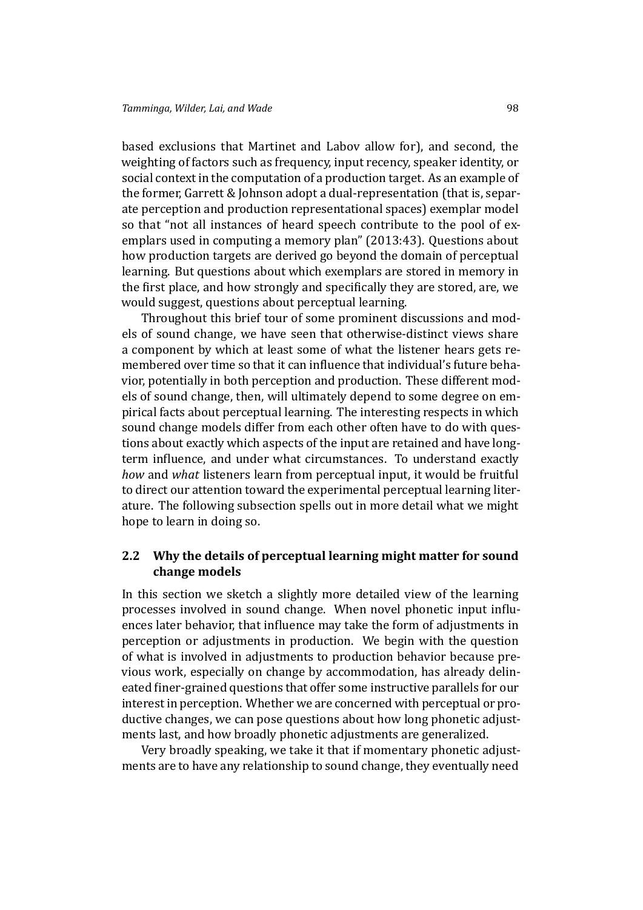based exclusions that Martinet and Labov allow for), and second, the weighting of factors such as frequency, input recency, speaker identity, or social context in the computation of a production target. As an example of the former, Garrett & Johnson adopt a dual-representation (that is, separate perception and production representational spaces) exemplar model so that "not all instances of heard speech contribute to the pool of exemplars used in computing a memory plan" (2013:43). Questions about how production targets are derived go beyond the domain of perceptual learning. But questions about which exemplars are stored in memory in the first place, and how strongly and specifically they are stored, are, we would suggest, questions about perceptual learning.

Throughout this brief tour of some prominent discussions and models of sound change, we have seen that otherwise-distinct views share a component by which at least some of what the listener hears gets remembered over time so that it can influence that individual's future behavior, potentially in both perception and production. These different models of sound change, then, will ultimately depend to some degree on empirical facts about perceptual learning. The interesting respects in which sound change models differ from each other often have to do with questions about exactly which aspects of the input are retained and have long-term influence, and under what circumstances. To understand exactly *how* and *what* listeners learn from perceptual input, it would be fruitful to direct our attention toward the experimental perceptual learning literature. The following subsection spells out in more detail what we might hope to learn in doing so.

## 2.2 Why the details of perceptual learning might matter for sound change models

In this section we sketch a slightly more detailed view of the learning processes involved in sound change. When novel phonetic input influences later behavior, that influence may take the form of adjustments in perception or adjustments in production. We begin with the question of what is involved in adjustments to production behavior because previous work, especially on change by accommodation, has already delineated finer-grained questions that offer some instructive parallels for our interest in perception. Whether we are concerned with perceptual or productive changes, we can pose questions about how long phonetic adjustments last, and how broadly phonetic adjustments are generalized.

Very broadly speaking, we take it that if momentary phonetic adjustments are to have any relationship to sound change, they eventually need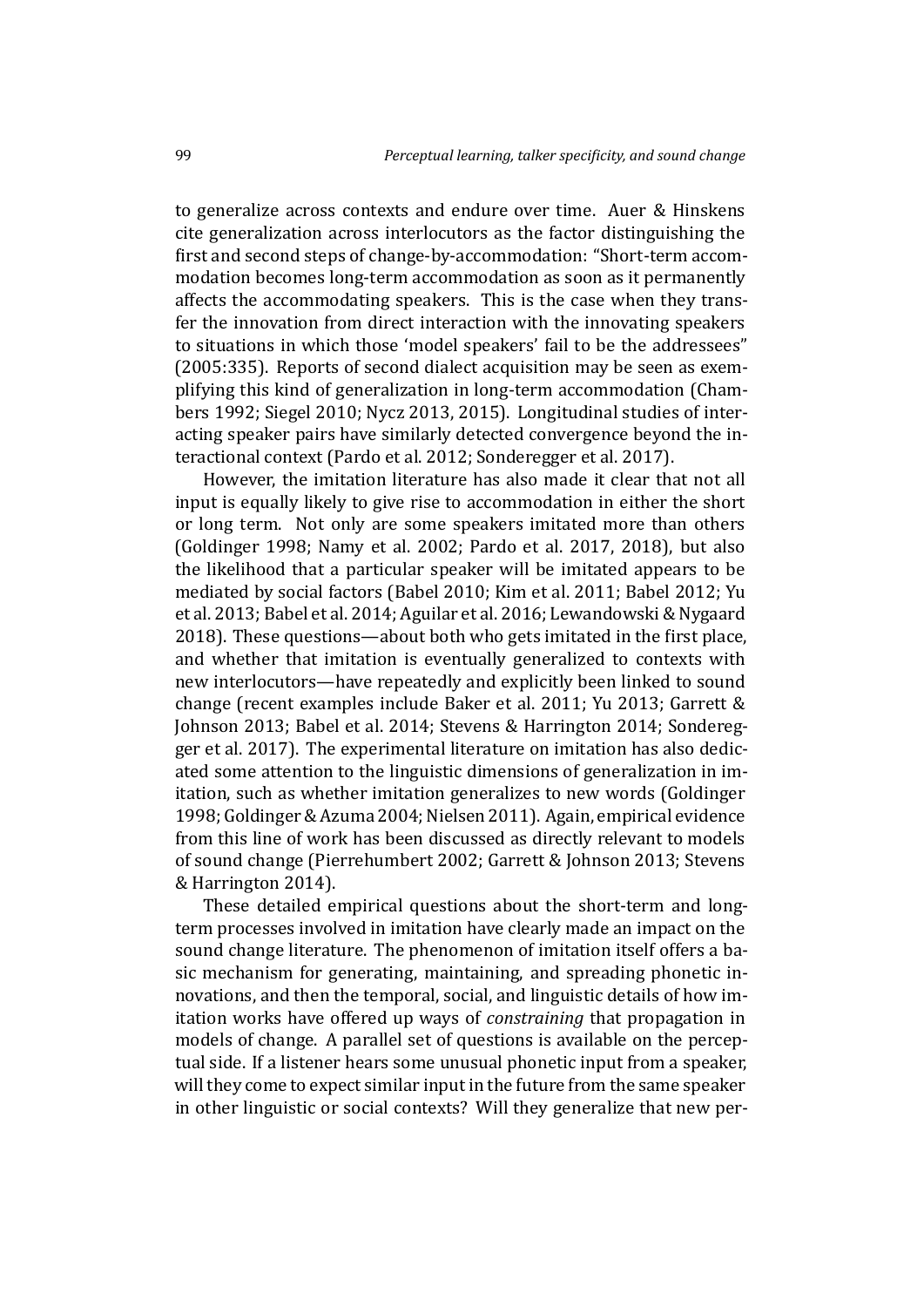to generalize across contexts and endure over time. Auer & Hinskens cite generalization across interlocutors as the factor distinguishing the first and second steps of change-by-accommodation: "Short-term accommodation becomes long-term accommodation as soon as it permanently affects the accommodating speakers. This is the case when they transfer the innovation from direct interaction with the innovating speakers to situations in which those 'model speakers' fail to be the addressees" (2005:335). Reports of second dialect acquisition may be seen as exemplifying this kind of generalization in long-term accommodation (Chambers 1992; Siegel 2010; Nycz 2013, 2015). Longitudinal studies of interacting speaker pairs have similarly detected convergence beyond the interactional context (Pardo et al. 2012; Sonderegger et al. 2017).

However, the imitation literature has also made it clear that not all input is equally likely to give rise to accommodation in either the short or long term. Not only are some speakers imitated more than others (Goldinger 1998; Namy et al. 2002; Pardo et al. 2017, 2018), but also the likelihood that a particular speaker will be imitated appears to be mediated by social factors (Babel 2010; Kim et al. 2011; Babel 2012; Yu et al. 2013; Babel et al. 2014; Aguilar et al. 2016; Lewandowski & Nygaard 2018). These questions—about both who gets imitated in the first place, and whether that imitation is eventually generalized to contexts with new interlocutors—have repeatedly and explicitly been linked to sound change (recent examples include Baker et al. 2011; Yu 2013; Garrett & Johnson 2013; Babel et al. 2014; Stevens & Harrington 2014; Sonderegger et al. 2017). The experimental literature on imitation has also dedicated some attention to the linguistic dimensions of generalization in imitation, such as whether imitation generalizes to new words (Goldinger 1998; Goldinger & Azuma 2004; Nielsen 2011). Again, empirical evidence from this line of work has been discussed as directly relevant to models of sound change (Pierrehumbert 2002; Garrett & Johnson 2013; Stevens & Harrington 2014).

These detailed empirical questions about the short-term and long-term processes involved in imitation have clearly made an impact on the sound change literature. The phenomenon of imitation itself offers a basic mechanism for generating, maintaining, and spreading phonetic innovations, and then the temporal, social, and linguistic details of how imitation works have offered up ways of *constraining* that propagation in models of change. A parallel set of questions is available on the perceptual side. If a listener hears some unusual phonetic input from a speaker, will they come to expect similar input in the future from the same speaker in other linguistic or social contexts? Will they generalize that new per-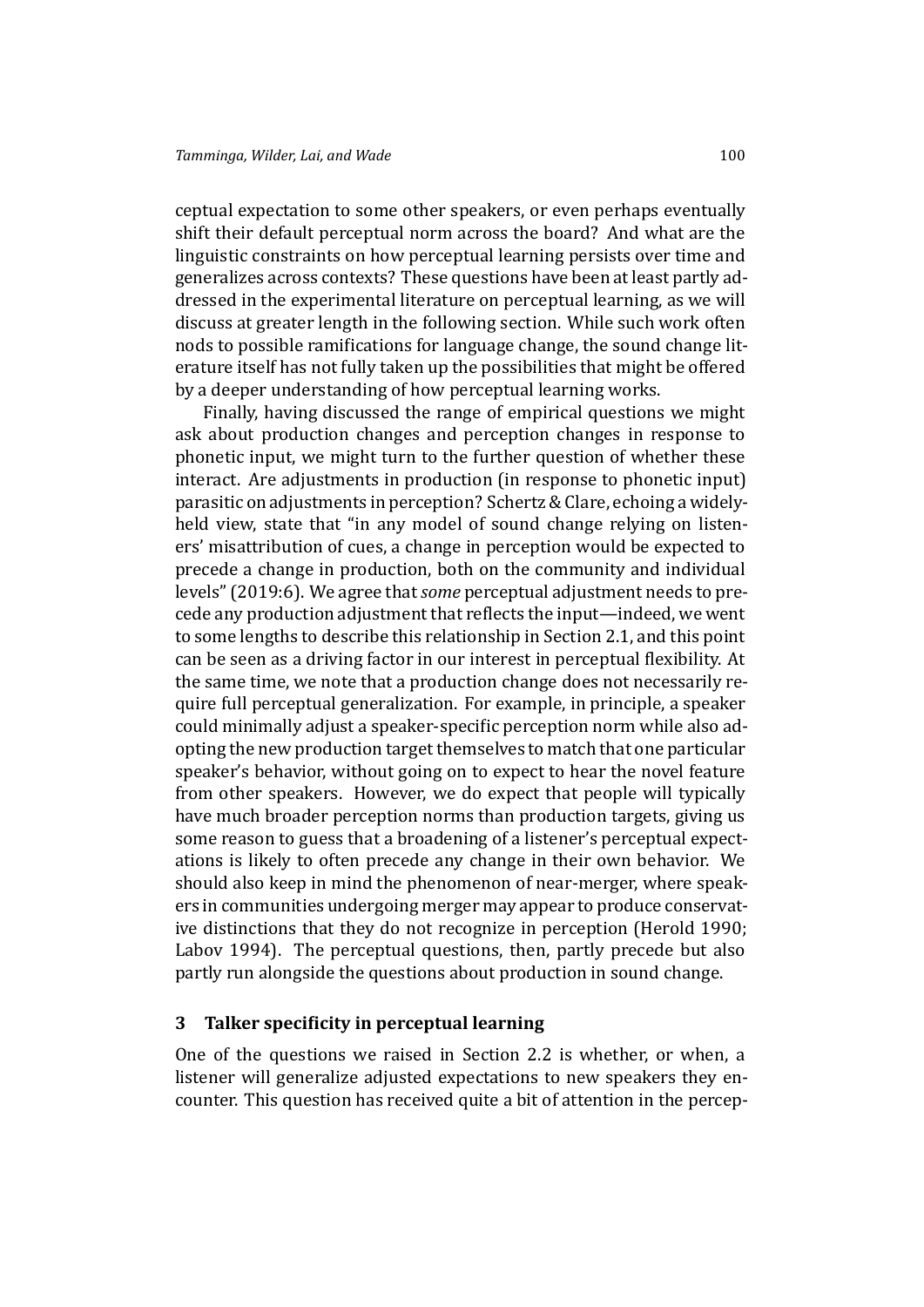ceptual expectation to some other speakers, or even perhaps eventually shift their default perceptual norm across the board? And what are the linguistic constraints on how perceptual learning persists over time and generalizes across contexts? These questions have been at least partly addressed in the experimental literature on perceptual learning, as we will discuss at greater length in the following section. While such work often nods to possible ramifications for language change, the sound change literature itself has not fully taken up the possibilities that might be offered by a deeper understanding of how perceptual learning works.

Finally, having discussed the range of empirical questions we might ask about production changes and perception changes in response to phonetic input, we might turn to the further question of whether these interact. Are adjustments in production (in response to phonetic input) parasitic on adjustments in perception? Schertz & Clare, echoing a widely-held view, state that "in any model of sound change relying on listeners' misattribution of cues, a change in perception would be expected to precede a change in production, both on the community and individual levels" (2019:6). We agree that *some* perceptual adjustment needs to precede any production adjustment that reflects the input—indeed, we went to some lengths to describe this relationship in Section 2.1, and this point can be seen as a driving factor in our interest in perceptual flexibility. At the same time, we note that a production change does not necessarily require full perceptual generalization. For example, in principle, a speaker could minimally adjust a speaker-specific perception norm while also adopting the new production target themselves to match that one particular speaker's behavior, without going on to expect to hear the novel feature from other speakers. However, we do expect that people will typically have much broader perception norms than production targets, giving us some reason to guess that a broadening of a listener's perceptual expectations is likely to often precede any change in their own behavior. We should also keep in mind the phenomenon of near-merger, where speakers in communities undergoing merger may appear to produce conservative distinctions that they do not recognize in perception (Herold 1990; Labov 1994). The perceptual questions, then, partly precede but also partly run alongside the questions about production in sound change.

## 3 Talker specificity in perceptual learning

One of the questions we raised in Section 2.2 is whether, or when, a listener will generalize adjusted expectations to new speakers they encounter. This question has received quite a bit of attention in the percep-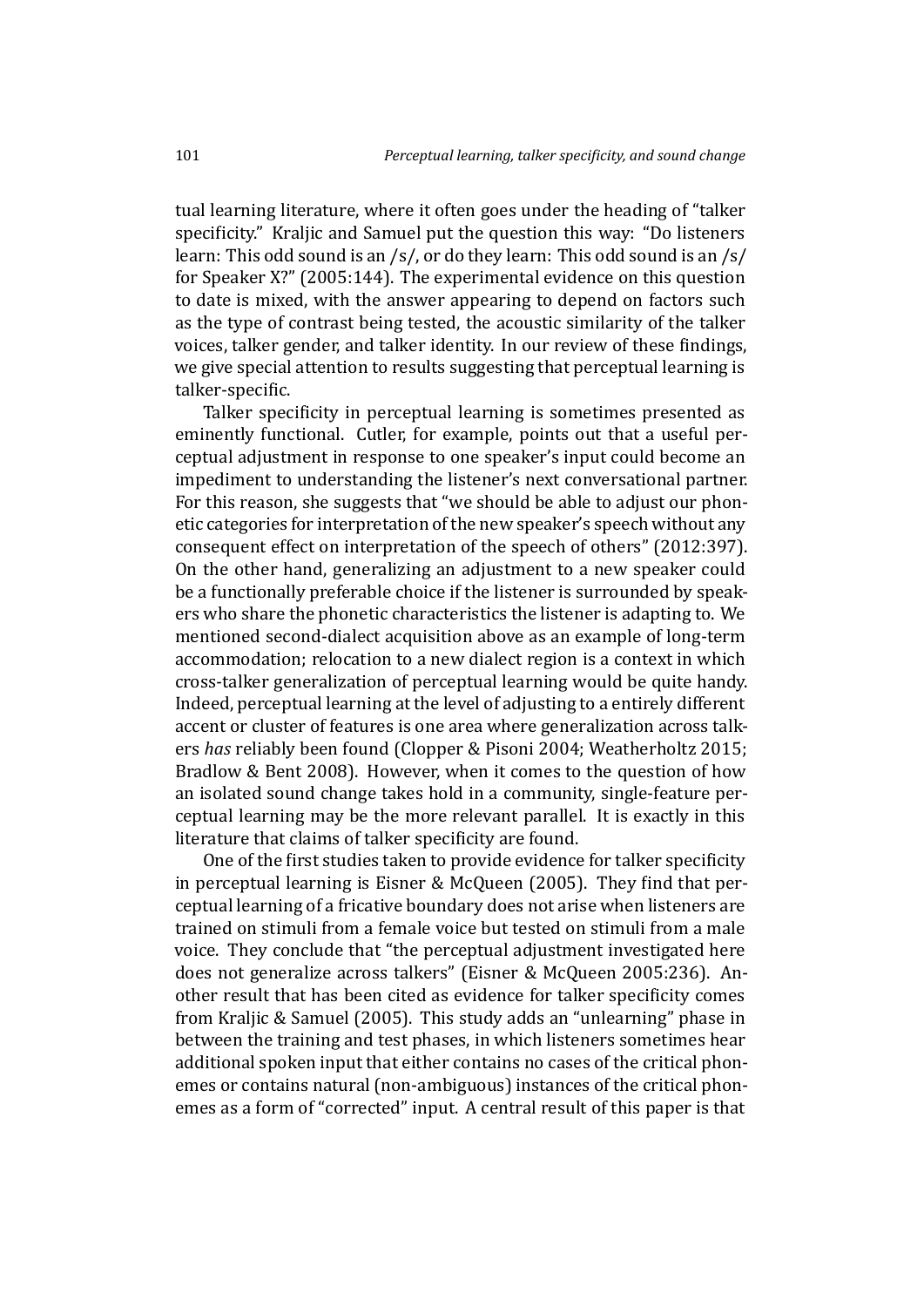tual learning literature, where it often goes under the heading of "talker specificity." Kraljic and Samuel put the question this way: "Do listeners learn: This odd sound is an /s/, or do they learn: This odd sound is an /s/ for Speaker X?" (2005:144). The experimental evidence on this question to date is mixed, with the answer appearing to depend on factors such as the type of contrast being tested, the acoustic similarity of the talker voices, talker gender, and talker identity. In our review of these findings, we give special attention to results suggesting that perceptual learning is talker-specific.

Talker specificity in perceptual learning is sometimes presented as eminently functional. Cutler, for example, points out that a useful perceptual adjustment in response to one speaker's input could become an impediment to understanding the listener's next conversational partner. For this reason, she suggests that "we should be able to adjust our phonetic categories for interpretation of the new speaker's speech without any consequent effect on interpretation of the speech of others" (2012:397). On the other hand, generalizing an adjustment to a new speaker could be a functionally preferable choice if the listener is surrounded by speakers who share the phonetic characteristics the listener is adapting to. We mentioned second-dialect acquisition above as an example of long-term accommodation; relocation to a new dialect region is a context in which cross-talker generalization of perceptual learning would be quite handy. Indeed, perceptual learning at the level of adjusting to a entirely different accent or cluster of features is one area where generalization across talkers *has* reliably been found (Clopper & Pisoni 2004; Weatherholtz 2015; Bradlow & Bent 2008). However, when it comes to the question of how an isolated sound change takes hold in a community, single-feature perceptual learning may be the more relevant parallel. It is exactly in this literature that claims of talker specificity are found.

One of the first studies taken to provide evidence for talker specificity in perceptual learning is Eisner & McQueen (2005). They find that perceptual learning of a fricative boundary does not arise when listeners are trained on stimuli from a female voice but tested on stimuli from a male voice. They conclude that "the perceptual adjustment investigated here does not generalize across talkers" (Eisner & McQueen 2005:236). Another result that has been cited as evidence for talker specificity comes from Kraljic & Samuel (2005). This study adds an "unlearning" phase in between the training and test phases, in which listeners sometimes hear additional spoken input that either contains no cases of the critical phonemes or contains natural (non-ambiguous) instances of the critical phonemes as a form of "corrected" input. A central result of this paper is that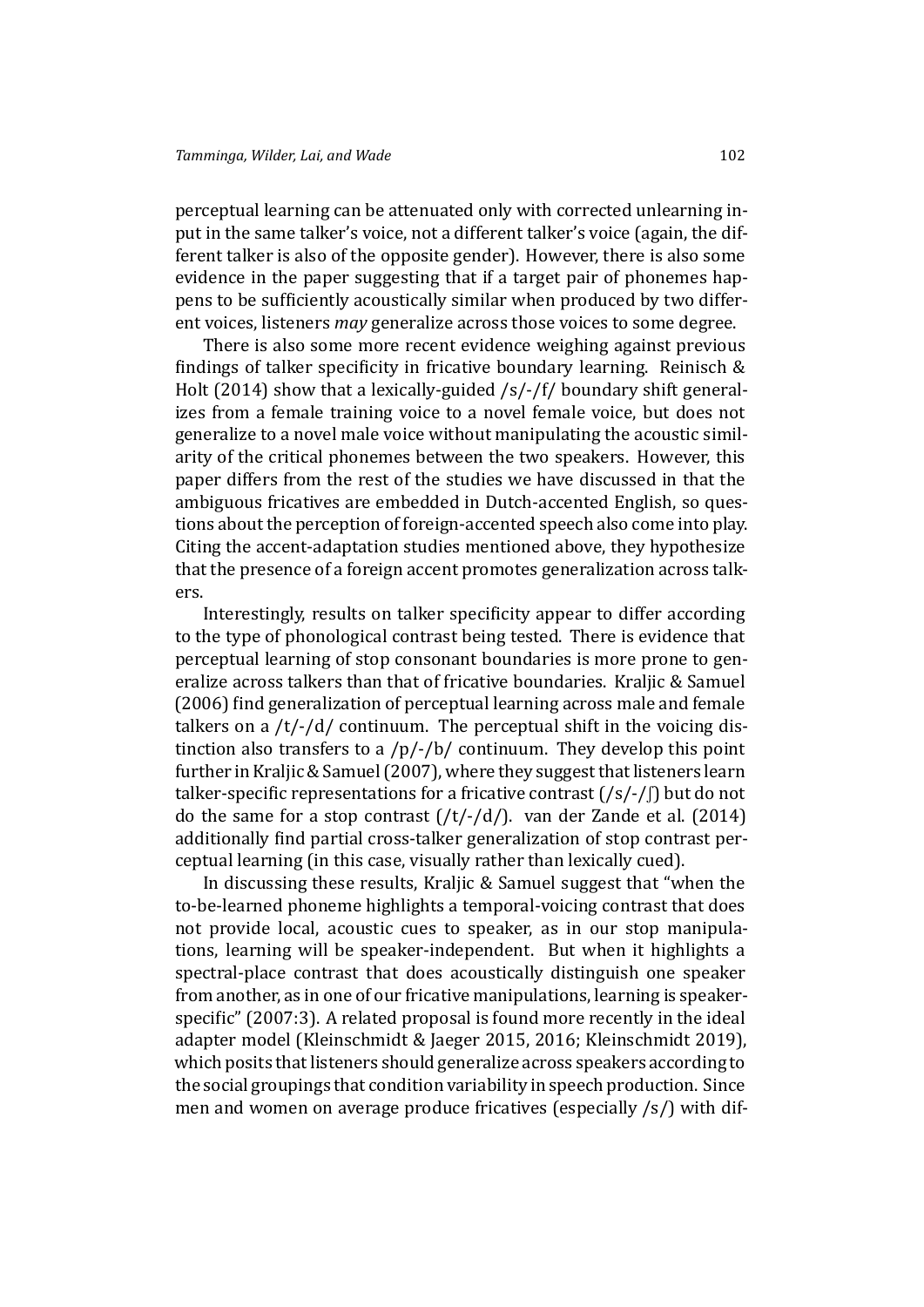perceptual learning can be attenuated only with corrected unlearning input in the same talker's voice, not a different talker's voice (again, the different talker is also of the opposite gender). However, there is also some evidence in the paper suggesting that if a target pair of phonemes happens to be sufficiently acoustically similar when produced by two different voices, listeners *may* generalize across those voices to some degree.

There is also some more recent evidence weighing against previous findings of talker specificity in fricative boundary learning. Reinisch & Holt (2014) show that a lexically-guided /s/-/f/ boundary shift generalizes from a female training voice to a novel female voice, but does not generalize to a novel male voice without manipulating the acoustic similarity of the critical phonemes between the two speakers. However, this paper differs from the rest of the studies we have discussed in that the ambiguous fricatives are embedded in Dutch-accented English, so questions about the perception of foreign-accented speech also come into play. Citing the accent-adaptation studies mentioned above, they hypothesize that the presence of a foreign accent promotes generalization across talkers.

Interestingly, results on talker specificity appear to differ according to the type of phonological contrast being tested. There is evidence that perceptual learning of stop consonant boundaries is more prone to generalize across talkers than that of fricative boundaries. Kraljic & Samuel (2006) find generalization of perceptual learning across male and female talkers on a /t/-/d/ continuum. The perceptual shift in the voicing distinction also transfers to a /p/-/b/ continuum. They develop this point further in Kraljic & Samuel (2007), where they suggest that listeners learn talker-specific representations for a fricative contrast (/s/-/ʃ/) but do not do the same for a stop contrast (/t/-/d/). van der Zande et al. (2014) additionally find partial cross-talker generalization of stop contrast perceptual learning (in this case, visually rather than lexically cued).

In discussing these results, Kraljic & Samuel suggest that "when the to-be-learned phoneme highlights a temporal-voicing contrast that does not provide local, acoustic cues to speaker, as in our stop manipulations, learning will be speaker-independent. But when it highlights a spectral-place contrast that does acoustically distinguish one speaker from another, as in one of our fricative manipulations, learning is speaker-specific" (2007:3). A related proposal is found more recently in the ideal adapter model (Kleinschmidt & Jaeger 2015, 2016; Kleinschmidt 2019), which posits that listeners should generalize across speakers according to the social groupings that condition variability in speech production. Since men and women on average produce fricatives (especially /s/) with dif-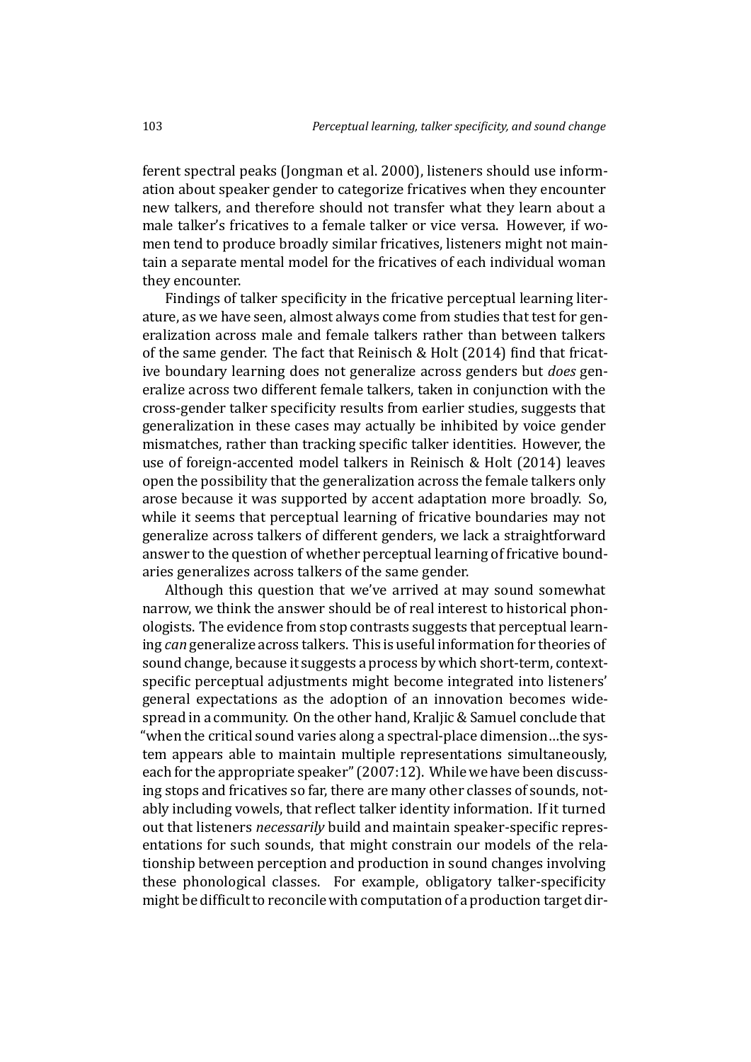ferent spectral peaks (Jongman et al. 2000), listeners should use information about speaker gender to categorize fricatives when they encounter new talkers, and therefore should not transfer what they learn about a male talker's fricatives to a female talker or vice versa. However, if women tend to produce broadly similar fricatives, listeners might not maintain a separate mental model for the fricatives of each individual woman they encounter.

Findings of talker specificity in the fricative perceptual learning literature, as we have seen, almost always come from studies that test for generalization across male and female talkers rather than between talkers of the same gender. The fact that Reinisch & Holt (2014) find that fricative boundary learning does not generalize across genders but *does* generalize across two different female talkers, taken in conjunction with the cross-gender talker specificity results from earlier studies, suggests that generalization in these cases may actually be inhibited by voice gender mismatches, rather than tracking specific talker identities. However, the use of foreign-accented model talkers in Reinisch & Holt (2014) leaves open the possibility that the generalization across the female talkers only arose because it was supported by accent adaptation more broadly. So, while it seems that perceptual learning of fricative boundaries may not generalize across talkers of different genders, we lack a straightforward answer to the question of whether perceptual learning of fricative boundaries generalizes across talkers of the same gender.

Although this question that we've arrived at may sound somewhat narrow, we think the answer should be of real interest to historical phonologists. The evidence from stop contrasts suggests that perceptual learning *can* generalize across talkers. This is useful information for theories of sound change, because it suggests a process by which short-term, context-specific perceptual adjustments might become integrated into listeners' general expectations as the adoption of an innovation becomes widespread in a community. On the other hand, Kraljic & Samuel conclude that "when the critical sound varies along a spectral-place dimension…the system appears able to maintain multiple representations simultaneously, each for the appropriate speaker" (2007:12). While we have been discussing stops and fricatives so far, there are many other classes of sounds, notably including vowels, that reflect talker identity information. If it turned out that listeners *necessarily* build and maintain speaker-specific representations for such sounds, that might constrain our models of the relationship between perception and production in sound changes involving these phonological classes. For example, obligatory talker-specificity might be difficult to reconcile with computation of a production target dir-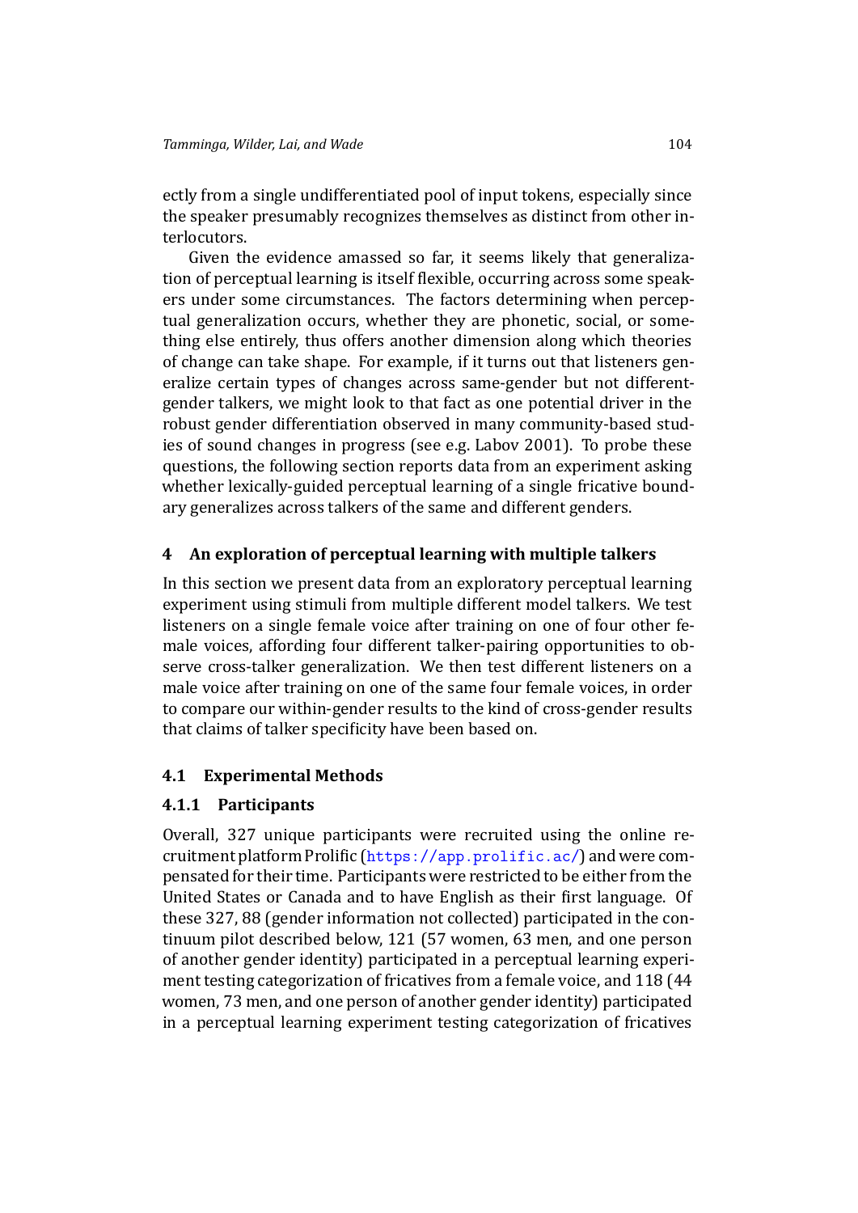ectly from a single undifferentiated pool of input tokens, especially since the speaker presumably recognizes themselves as distinct from other interlocutors.

Given the evidence amassed so far, it seems likely that generalization of perceptual learning is itself flexible, occurring across some speakers under some circumstances. The factors determining when perceptual generalization occurs, whether they are phonetic, social, or something else entirely, thus offers another dimension along which theories of change can take shape. For example, if it turns out that listeners generalize certain types of changes across same-gender but not different-gender talkers, we might look to that fact as one potential driver in the robust gender differentiation observed in many community-based studies of sound changes in progress (see e.g. Labov 2001). To probe these questions, the following section reports data from an experiment asking whether lexically-guided perceptual learning of a single fricative boundary generalizes across talkers of the same and different genders.

## 4 An exploration of perceptual learning with multiple talkers

In this section we present data from an exploratory perceptual learning experiment using stimuli from multiple different model talkers. We test listeners on a single female voice after training on one of four other female voices, affording four different talker-pairing opportunities to observe cross-talker generalization. We then test different listeners on a male voice after training on one of the same four female voices, in order to compare our within-gender results to the kind of cross-gender results that claims of talker specificity have been based on.

### 4.1 Experimental Methods

#### 4.1.1 Participants

Overall, 327 unique participants were recruited using the online recruitment platform Prolific (https://app.prolific.ac/) and were compensated for their time. Participants were restricted to be either from the United States or Canada and to have English as their first language. Of these 327, 88 (gender information not collected) participated in the continuum pilot described below, 121 (57 women, 63 men, and one person of another gender identity) participated in a perceptual learning experiment testing categorization of fricatives from a female voice, and 118 (44 women, 73 men, and one person of another gender identity) participated in a perceptual learning experiment testing categorization of fricatives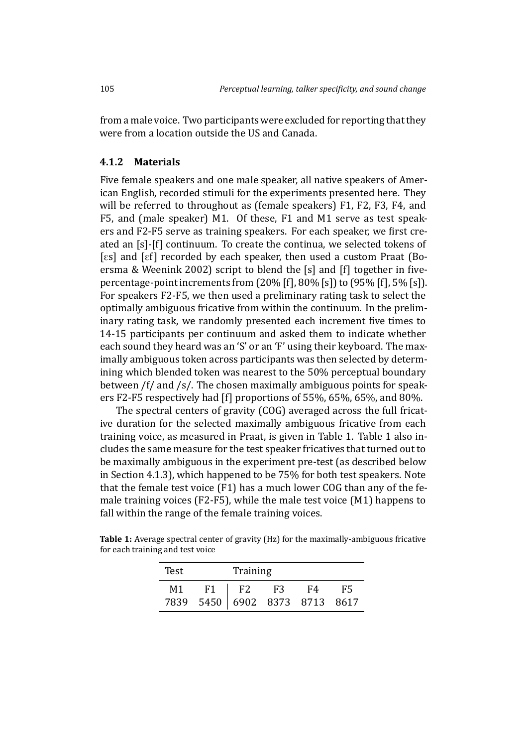from a male voice. Two participants were excluded for reporting that they were from a location outside the US and Canada.

### 4.1.2 Materials

Five female speakers and one male speaker, all native speakers of American English, recorded stimuli for the experiments presented here. They will be referred to throughout as (female speakers) F1, F2, F3, F4, and F5, and (male speaker) M1. Of these, F1 and M1 serve as test speakers and F2-F5 serve as training speakers. For each speaker, we first created an [s]-[f] continuum. To create the continua, we selected tokens of [ɛs] and [ɛf] recorded by each speaker, then used a custom Praat (Boersma & Weenink 2002) script to blend the [s] and [f] together in five-percentage-point increments from (20% [f], 80% [s]) to (95% [f], 5% [s]). For speakers F2-F5, we then used a preliminary rating task to select the optimally ambiguous fricative from within the continuum. In the preliminary rating task, we randomly presented each increment five times to 14-15 participants per continuum and asked them to indicate whether each sound they heard was an 'S' or an 'F' using their keyboard. The maximally ambiguous token across participants was then selected by determining which blended token was nearest to the 50% perceptual boundary between /f/ and /s/. The chosen maximally ambiguous points for speakers F2-F5 respectively had [f] proportions of 55%, 65%, 65%, and 80%.

The spectral centers of gravity (COG) averaged across the full fricative duration for the selected maximally ambiguous fricative from each training voice, as measured in Praat, is given in Table 1. Table 1 also includes the same measure for the test speaker fricatives that turned out to be maximally ambiguous in the experiment pre-test (as described below in Section 4.1.3), which happened to be 75% for both test speakers. Note that the female test voice (F1) has a much lower COG than any of the female training voices (F2-F5), while the male test voice (M1) happens to fall within the range of the female training voices.

**Table 1:** Average spectral center of gravity (Hz) for the maximally-ambiguous fricative for each training and test voice

| Test | | Training | | | |
|---|---|---|---|---|---|
| M1 | F1 | F2 | F3 | F4 | F5 |
| 7839 | 5450 | 6902 | 8373 | 8713 | 8617 |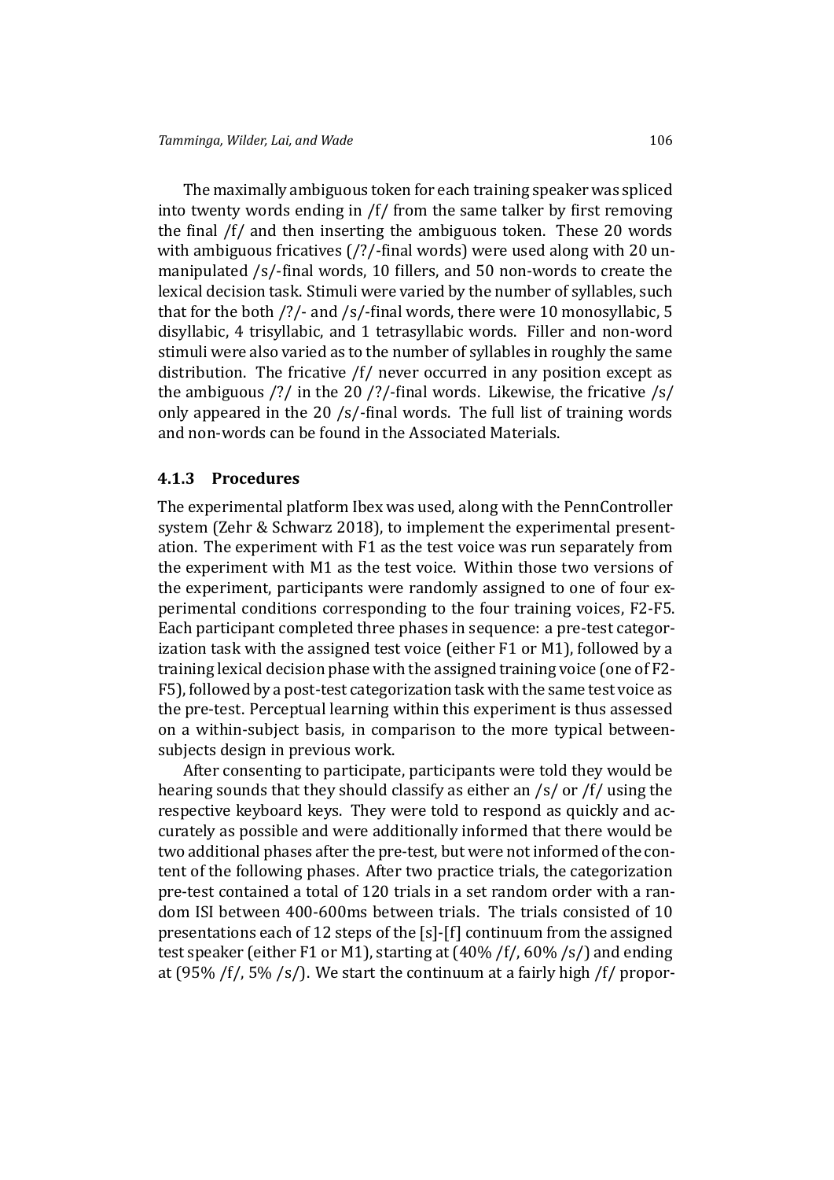The maximally ambiguous token for each training speaker was spliced into twenty words ending in /f/ from the same talker by first removing the final /f/ and then inserting the ambiguous token. These 20 words with ambiguous fricatives (/?/-final words) were used along with 20 unmanipulated /s/-final words, 10 fillers, and 50 non-words to create the lexical decision task. Stimuli were varied by the number of syllables, such that for the both /?/- and /s/-final words, there were 10 monosyllabic, 5 disyllabic, 4 trisyllabic, and 1 tetrasyllabic words. Filler and non-word stimuli were also varied as to the number of syllables in roughly the same distribution. The fricative /f/ never occurred in any position except as the ambiguous /?/ in the 20 /?/-final words. Likewise, the fricative /s/ only appeared in the 20 /s/-final words. The full list of training words and non-words can be found in the Associated Materials.

### 4.1.3 Procedures

The experimental platform Ibex was used, along with the PennController system (Zehr & Schwarz 2018), to implement the experimental presentation. The experiment with F1 as the test voice was run separately from the experiment with M1 as the test voice. Within those two versions of the experiment, participants were randomly assigned to one of four experimental conditions corresponding to the four training voices, F2-F5. Each participant completed three phases in sequence: a pre-test categorization task with the assigned test voice (either F1 or M1), followed by a training lexical decision phase with the assigned training voice (one of F2-F5), followed by a post-test categorization task with the same test voice as the pre-test. Perceptual learning within this experiment is thus assessed on a within-subject basis, in comparison to the more typical between-subjects design in previous work.

After consenting to participate, participants were told they would be hearing sounds that they should classify as either an /s/ or /f/ using the respective keyboard keys. They were told to respond as quickly and accurately as possible and were additionally informed that there would be two additional phases after the pre-test, but were not informed of the content of the following phases. After two practice trials, the categorization pre-test contained a total of 120 trials in a set random order with a random ISI between 400-600ms between trials. The trials consisted of 10 presentations each of 12 steps of the [s]-[f] continuum from the assigned test speaker (either F1 or M1), starting at (40% /f/, 60% /s/) and ending at (95% /f/, 5% /s/). We start the continuum at a fairly high /f/ propor-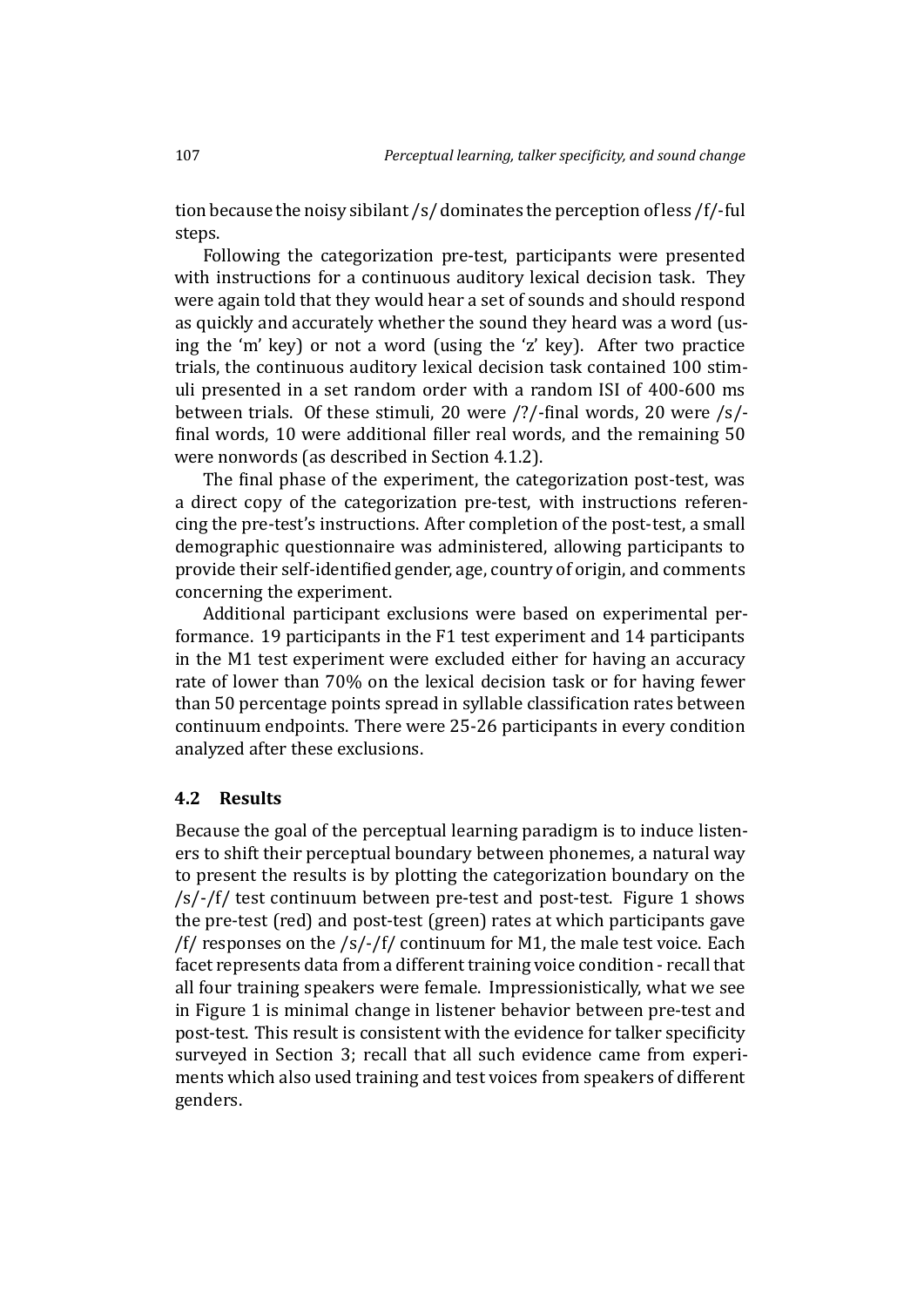tion because the noisy sibilant /s/ dominates the perception of less /f/-ful steps.

Following the categorization pre-test, participants were presented with instructions for a continuous auditory lexical decision task. They were again told that they would hear a set of sounds and should respond as quickly and accurately whether the sound they heard was a word (using the 'm' key) or not a word (using the 'z' key). After two practice trials, the continuous auditory lexical decision task contained 100 stimuli presented in a set random order with a random ISI of 400-600 ms between trials. Of these stimuli, 20 were /?/-final words, 20 were /s/-final words, 10 were additional filler real words, and the remaining 50 were nonwords (as described in Section 4.1.2).

The final phase of the experiment, the categorization post-test, was a direct copy of the categorization pre-test, with instructions referencing the pre-test's instructions. After completion of the post-test, a small demographic questionnaire was administered, allowing participants to provide their self-identified gender, age, country of origin, and comments concerning the experiment.

Additional participant exclusions were based on experimental performance. 19 participants in the F1 test experiment and 14 participants in the M1 test experiment were excluded either for having an accuracy rate of lower than 70% on the lexical decision task or for having fewer than 50 percentage points spread in syllable classification rates between continuum endpoints. There were 25-26 participants in every condition analyzed after these exclusions.

### 4.2 Results

Because the goal of the perceptual learning paradigm is to induce listeners to shift their perceptual boundary between phonemes, a natural way to present the results is by plotting the categorization boundary on the /s/-/f/ test continuum between pre-test and post-test. Figure 1 shows the pre-test (red) and post-test (green) rates at which participants gave /f/ responses on the /s/-/f/ continuum for M1, the male test voice. Each facet represents data from a different training voice condition - recall that all four training speakers were female. Impressionistically, what we see in Figure 1 is minimal change in listener behavior between pre-test and post-test. This result is consistent with the evidence for talker specificity surveyed in Section 3; recall that all such evidence came from experiments which also used training and test voices from speakers of different genders.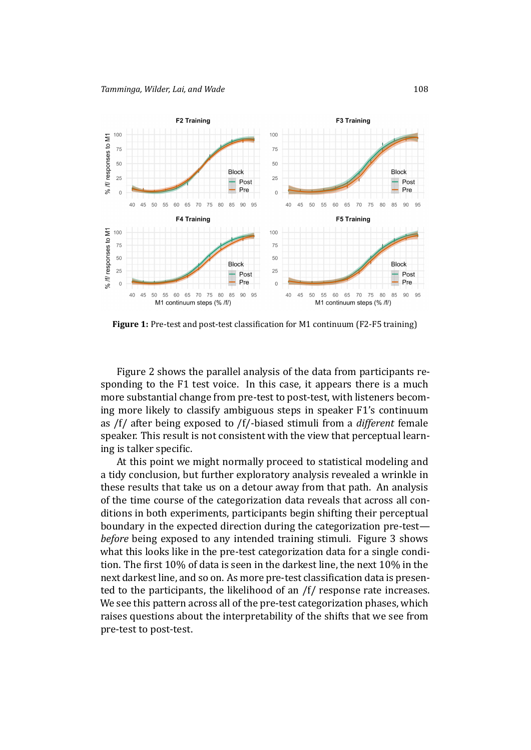**Figure 1:** Pre-test and post-test classification for M1 continuum (F2-F5 training)

Figure 2 shows the parallel analysis of the data from participants responding to the F1 test voice. In this case, it appears there is a much more substantial change from pre-test to post-test, with listeners becoming more likely to classify ambiguous steps in speaker F1's continuum as /f/ after being exposed to /f/-biased stimuli from a *different* female speaker. This result is not consistent with the view that perceptual learning is talker specific.

At this point we might normally proceed to statistical modeling and a tidy conclusion, but further exploratory analysis revealed a wrinkle in these results that take us on a detour away from that path. An analysis of the time course of the categorization data reveals that across all conditions in both experiments, participants begin shifting their perceptual boundary in the expected direction during the categorization pre-test—*before* being exposed to any intended training stimuli. Figure 3 shows what this looks like in the pre-test categorization data for a single condition. The first 10% of data is seen in the darkest line, the next 10% in the next darkest line, and so on. As more pre-test classification data is presented to the participants, the likelihood of an /f/ response rate increases. We see this pattern across all of the pre-test categorization phases, which raises questions about the interpretability of the shifts that we see from pre-test to post-test.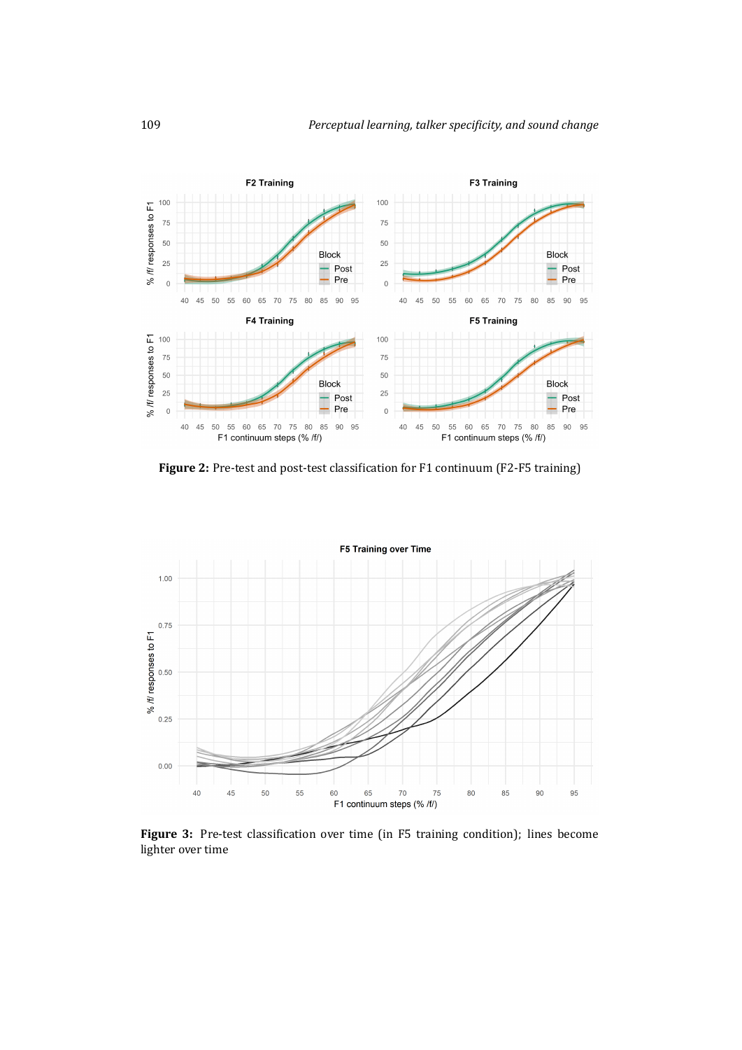**Figure 2:** Pre-test and post-test classification for F1 continuum (F2-F5 training)

**Figure 3:** Pre-test classification over time (in F5 training condition); lines become lighter over time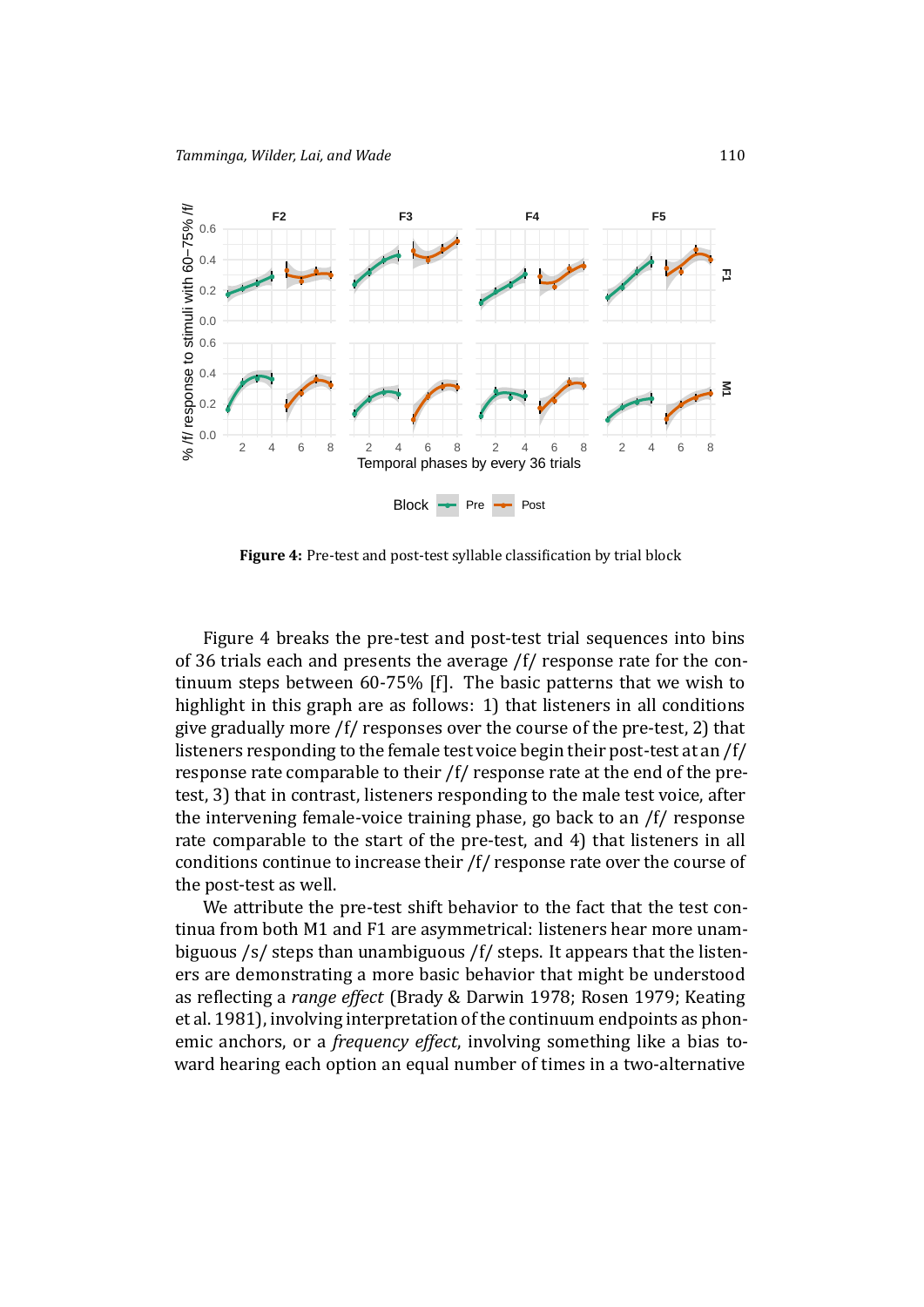**Figure 4:** Pre-test and post-test syllable classification by trial block

Figure 4 breaks the pre-test and post-test trial sequences into bins of 36 trials each and presents the average /f/ response rate for the continuum steps between 60-75% [f]. The basic patterns that we wish to highlight in this graph are as follows: 1) that listeners in all conditions give gradually more /f/ responses over the course of the pre-test, 2) that listeners responding to the female test voice begin their post-test at an /f/ response rate comparable to their /f/ response rate at the end of the pre-test, 3) that in contrast, listeners responding to the male test voice, after the intervening female-voice training phase, go back to an /f/ response rate comparable to the start of the pre-test, and 4) that listeners in all conditions continue to increase their /f/ response rate over the course of the post-test as well.

We attribute the pre-test shift behavior to the fact that the test continua from both M1 and F1 are asymmetrical: listeners hear more unambiguous /s/ steps than unambiguous /f/ steps. It appears that the listeners are demonstrating a more basic behavior that might be understood as reflecting a *range effect* (Brady & Darwin 1978; Rosen 1979; Keating et al. 1981), involving interpretation of the continuum endpoints as phonemic anchors, or a *frequency effect*, involving something like a bias toward hearing each option an equal number of times in a two-alternative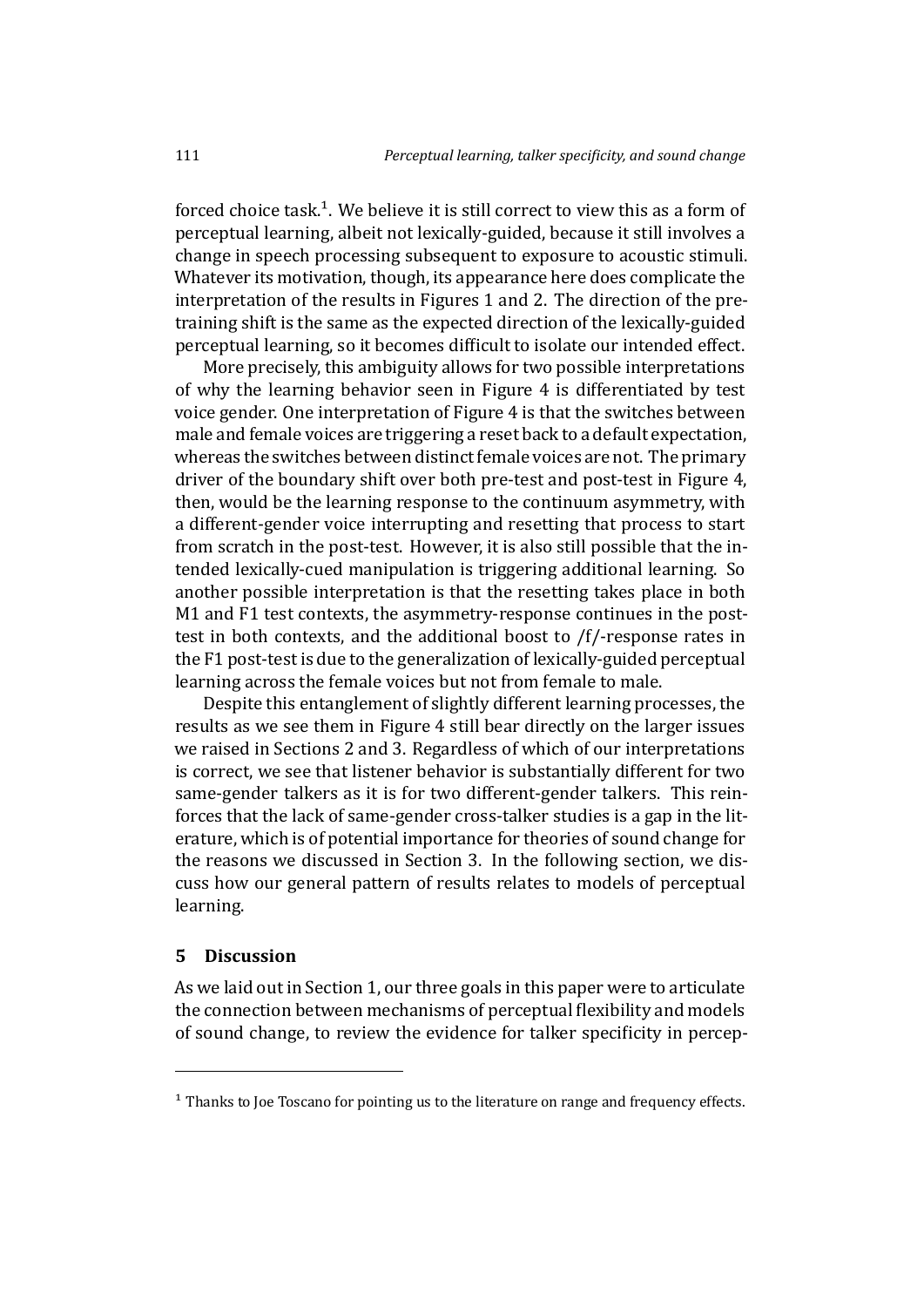forced choice task.[1]. We believe it is still correct to view this as a form of perceptual learning, albeit not lexically-guided, because it still involves a change in speech processing subsequent to exposure to acoustic stimuli. Whatever its motivation, though, its appearance here does complicate the interpretation of the results in Figures 1 and 2. The direction of the pre-training shift is the same as the expected direction of the lexically-guided perceptual learning, so it becomes difficult to isolate our intended effect.

More precisely, this ambiguity allows for two possible interpretations of why the learning behavior seen in Figure 4 is differentiated by test voice gender. One interpretation of Figure 4 is that the switches between male and female voices are triggering a reset back to a default expectation, whereas the switches between distinct female voices are not. The primary driver of the boundary shift over both pre-test and post-test in Figure 4, then, would be the learning response to the continuum asymmetry, with a different-gender voice interrupting and resetting that process to start from scratch in the post-test. However, it is also still possible that the intended lexically-cued manipulation is triggering additional learning. So another possible interpretation is that the resetting takes place in both M1 and F1 test contexts, the asymmetry-response continues in the post-test in both contexts, and the additional boost to /f/-response rates in the F1 post-test is due to the generalization of lexically-guided perceptual learning across the female voices but not from female to male.

Despite this entanglement of slightly different learning processes, the results as we see them in Figure 4 still bear directly on the larger issues we raised in Sections 2 and 3. Regardless of which of our interpretations is correct, we see that listener behavior is substantially different for two same-gender talkers as it is for two different-gender talkers. This reinforces that the lack of same-gender cross-talker studies is a gap in the literature, which is of potential importance for theories of sound change for the reasons we discussed in Section 3. In the following section, we discuss how our general pattern of results relates to models of perceptual learning.

## 5 Discussion

As we laid out in Section 1, our three goals in this paper were to articulate the connection between mechanisms of perceptual flexibility and models of sound change, to review the evidence for talker specificity in percep-

[1] Thanks to Joe Toscano for pointing us to the literature on range and frequency effects.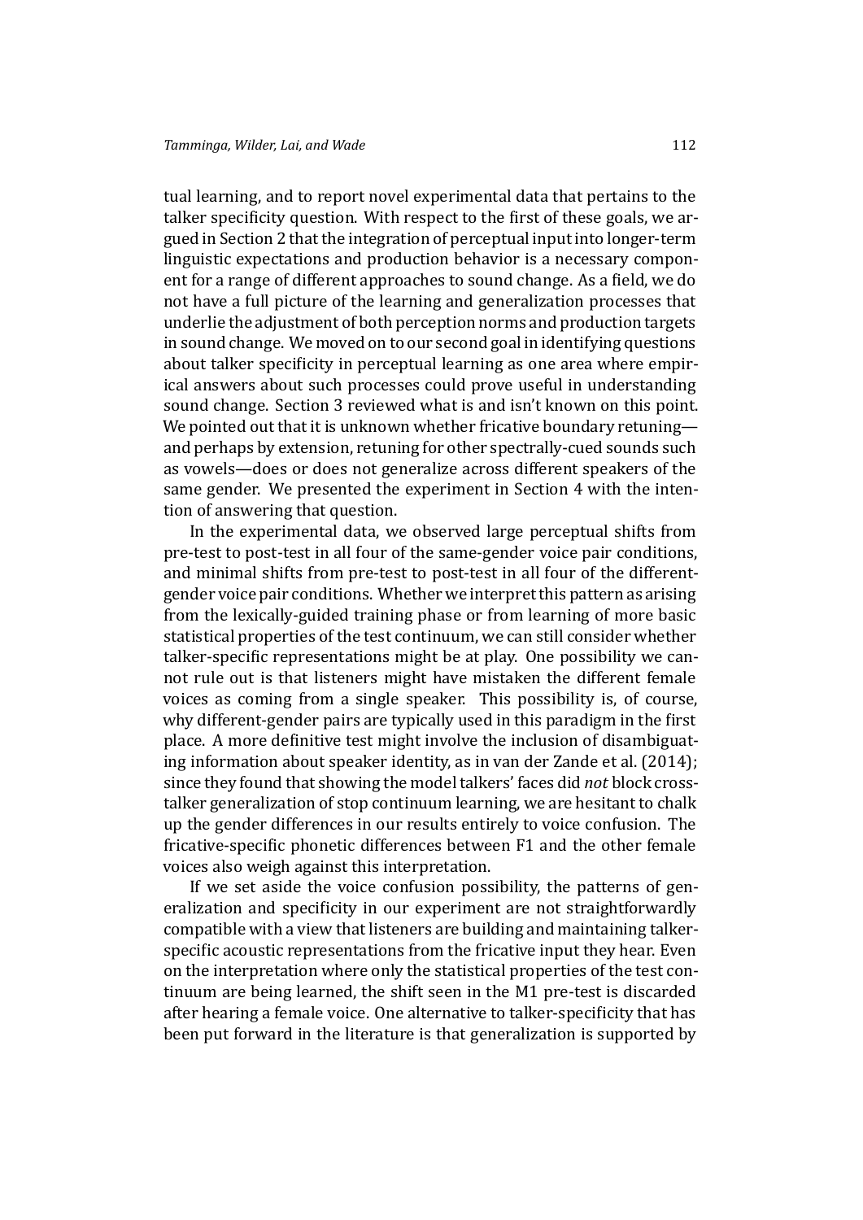tual learning, and to report novel experimental data that pertains to the talker specificity question. With respect to the first of these goals, we argued in Section 2 that the integration of perceptual input into longer-term linguistic expectations and production behavior is a necessary component for a range of different approaches to sound change. As a field, we do not have a full picture of the learning and generalization processes that underlie the adjustment of both perception norms and production targets in sound change. We moved on to our second goal in identifying questions about talker specificity in perceptual learning as one area where empirical answers about such processes could prove useful in understanding sound change. Section 3 reviewed what is and isn't known on this point. We pointed out that it is unknown whether fricative boundary retuning—and perhaps by extension, retuning for other spectrally-cued sounds such as vowels—does or does not generalize across different speakers of the same gender. We presented the experiment in Section 4 with the intention of answering that question.

In the experimental data, we observed large perceptual shifts from pre-test to post-test in all four of the same-gender voice pair conditions, and minimal shifts from pre-test to post-test in all four of the different-gender voice pair conditions. Whether we interpret this pattern as arising from the lexically-guided training phase or from learning of more basic statistical properties of the test continuum, we can still consider whether talker-specific representations might be at play. One possibility we cannot rule out is that listeners might have mistaken the different female voices as coming from a single speaker. This possibility is, of course, why different-gender pairs are typically used in this paradigm in the first place. A more definitive test might involve the inclusion of disambiguating information about speaker identity, as in van der Zande et al. (2014); since they found that showing the model talkers' faces did *not* block cross-talker generalization of stop continuum learning, we are hesitant to chalk up the gender differences in our results entirely to voice confusion. The fricative-specific phonetic differences between F1 and the other female voices also weigh against this interpretation.

If we set aside the voice confusion possibility, the patterns of generalization and specificity in our experiment are not straightforwardly compatible with a view that listeners are building and maintaining talker-specific acoustic representations from the fricative input they hear. Even on the interpretation where only the statistical properties of the test continuum are being learned, the shift seen in the M1 pre-test is discarded after hearing a female voice. One alternative to talker-specificity that has been put forward in the literature is that generalization is supported by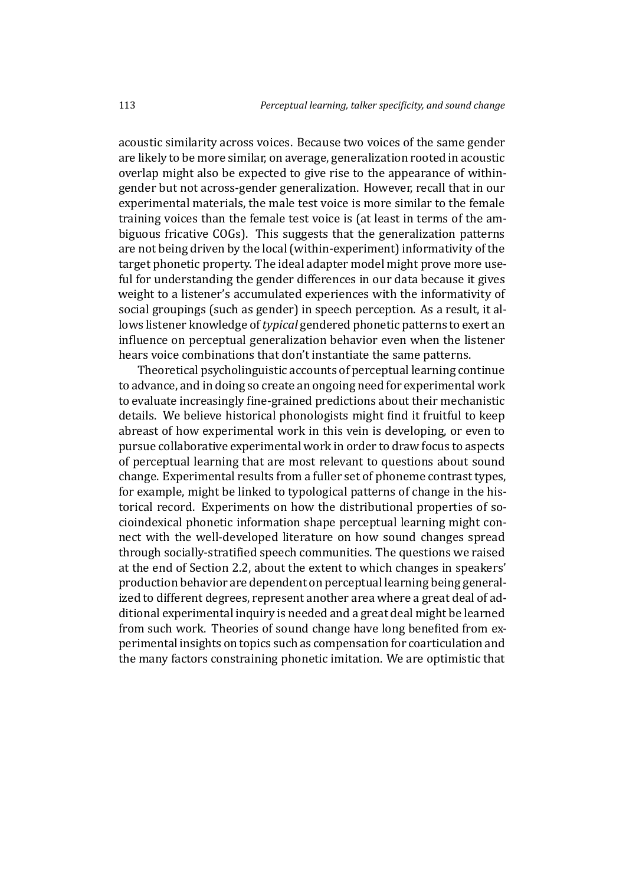acoustic similarity across voices. Because two voices of the same gender are likely to be more similar, on average, generalization rooted in acoustic overlap might also be expected to give rise to the appearance of within-gender but not across-gender generalization. However, recall that in our experimental materials, the male test voice is more similar to the female training voices than the female test voice is (at least in terms of the ambiguous fricative COGs). This suggests that the generalization patterns are not being driven by the local (within-experiment) informativity of the target phonetic property. The ideal adapter model might prove more useful for understanding the gender differences in our data because it gives weight to a listener's accumulated experiences with the informativity of social groupings (such as gender) in speech perception. As a result, it allows listener knowledge of *typical* gendered phonetic patterns to exert an influence on perceptual generalization behavior even when the listener hears voice combinations that don't instantiate the same patterns.

Theoretical psycholinguistic accounts of perceptual learning continue to advance, and in doing so create an ongoing need for experimental work to evaluate increasingly fine-grained predictions about their mechanistic details. We believe historical phonologists might find it fruitful to keep abreast of how experimental work in this vein is developing, or even to pursue collaborative experimental work in order to draw focus to aspects of perceptual learning that are most relevant to questions about sound change. Experimental results from a fuller set of phoneme contrast types, for example, might be linked to typological patterns of change in the historical record. Experiments on how the distributional properties of socioindexical phonetic information shape perceptual learning might connect with the well-developed literature on how sound changes spread through socially-stratified speech communities. The questions we raised at the end of Section 2.2, about the extent to which changes in speakers' production behavior are dependent on perceptual learning being generalized to different degrees, represent another area where a great deal of additional experimental inquiry is needed and a great deal might be learned from such work. Theories of sound change have long benefited from experimental insights on topics such as compensation for coarticulation and the many factors constraining phonetic imitation. We are optimistic that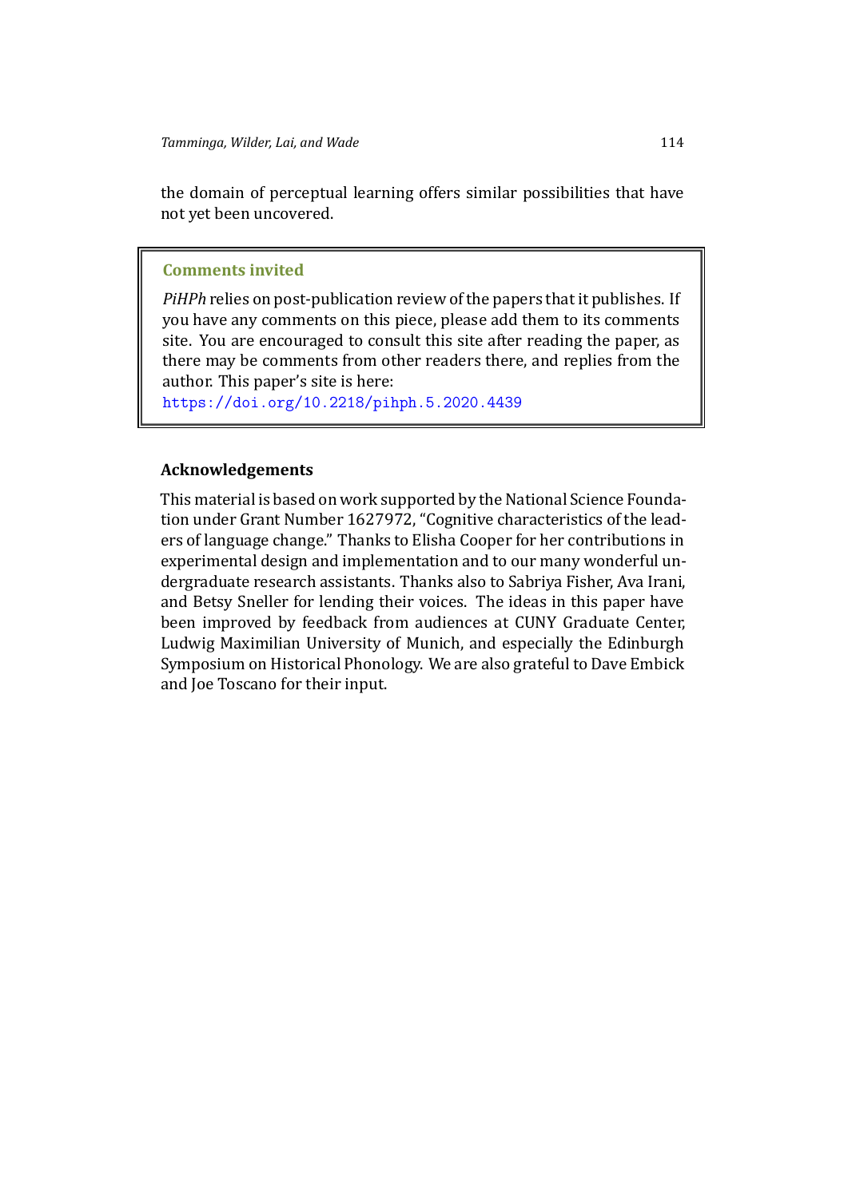the domain of perceptual learning offers similar possibilities that have not yet been uncovered.

> **Comments invited**
>
> *PiHPh* relies on post-publication review of the papers that it publishes. If you have any comments on this piece, please add them to its comments site. You are encouraged to consult this site after reading the paper, as there may be comments from other readers there, and replies from the author. This paper's site is here:
> https://doi.org/10.2218/pihph.5.2020.4439

## Acknowledgements

This material is based on work supported by the National Science Foundation under Grant Number 1627972, "Cognitive characteristics of the leaders of language change." Thanks to Elisha Cooper for her contributions in experimental design and implementation and to our many wonderful undergraduate research assistants. Thanks also to Sabriya Fisher, Ava Irani, and Betsy Sneller for lending their voices. The ideas in this paper have been improved by feedback from audiences at CUNY Graduate Center, Ludwig Maximilian University of Munich, and especially the Edinburgh Symposium on Historical Phonology. We are also grateful to Dave Embick and Joe Toscano for their input.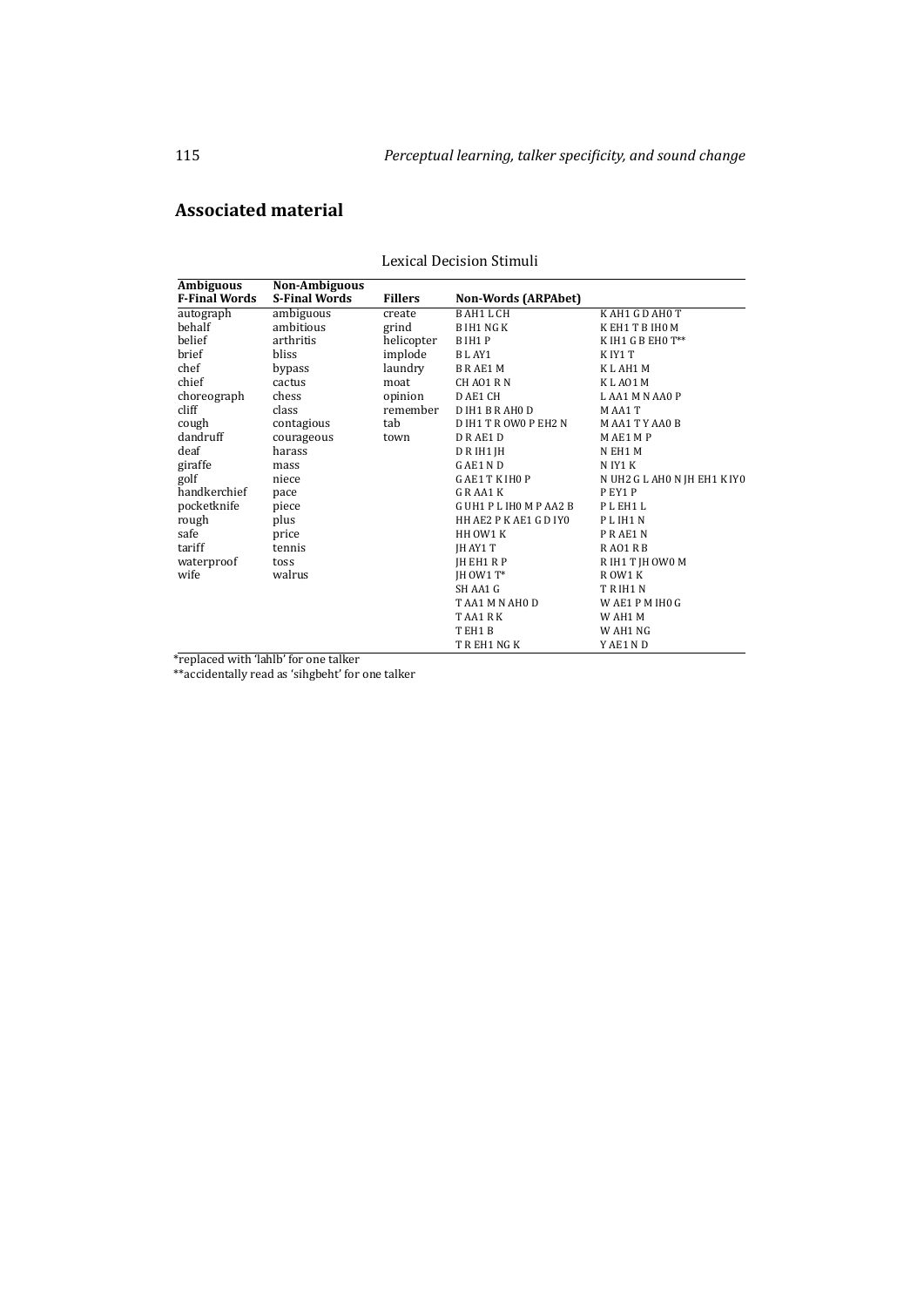## Associated material

Lexical Decision Stimuli

| Ambiguous F-Final Words | Non-Ambiguous S-Final Words | Fillers | Non-Words (ARPAbet) | |
|---|---|---|---|---|
| autograph | ambiguous | create | B AH1 L CH | K AH1 G D AH0 T |
| behalf | ambitious | grind | B IH1 NG K | K EH1 T B IH0 M |
| belief | arthritis | helicopter | B IH1 P | K IH1 G B EH0 T** |
| brief | bliss | implode | B L AY1 | K IY1 T |
| chef | bypass | laundry | B R AE1 M | K L AH1 M |
| chief | cactus | moat | CH AO1 R N | K L AO1 M |
| choreograph | chess | opinion | D AE1 CH | L AA1 M N AA0 P |
| cliff | class | remember | D IH1 B R AH0 D | M AA1 T |
| cough | contagious | tab | D IH1 T R OW0 P EH2 N | M AA1 T Y AA0 B |
| dandruff | courageous | town | D R AE1 D | M AE1 M P |
| deaf | harass | | D R IH1 JH | N EH1 M |
| giraffe | mass | | G AE1 N D | N IY1 K |
| golf | niece | | G AE1 T K IH0 P | N UH2 G L AH0 N JH EH1 K IY0 |
| handkerchief | pace | | G R AA1 K | P EY1 P |
| pocketknife | piece | | G UH1 P L IH0 M P AA2 B | P L EH1 L |
| rough | plus | | HH AE2 P K AE1 G D IY0 | P L IH1 N |
| safe | price | | HH OW1 K | P R AE1 N |
| tariff | tennis | | JH AY1 T | R AO1 R B |
| waterproof | toss | | JH EH1 R P | R IH1 T JH OW0 M |
| wife | walrus | | JH OW1 T* | R OW1 K |
| | | | SH AA1 G | T R IH1 N |
| | | | T AA1 M N AH0 D | W AE1 P M IH0 G |
| | | | T AA1 R K | W AH1 M |
| | | | T EH1 B | W AH1 NG |
| | | | T R EH1 NG K | Y AE1 N D |

*replaced with 'lahlb' for one talker

**accidentally read as 'sihgbeht' for one talker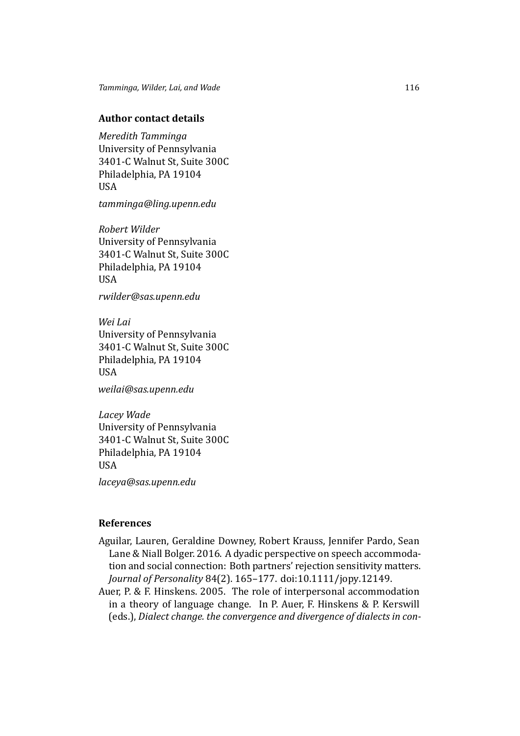## Author contact details

*Meredith Tamminga*
University of Pennsylvania
3401-C Walnut St, Suite 300C
Philadelphia, PA 19104
USA

*tamminga@ling.upenn.edu*

*Robert Wilder*
University of Pennsylvania
3401-C Walnut St, Suite 300C
Philadelphia, PA 19104
USA

*rwilder@sas.upenn.edu*

*Wei Lai*
University of Pennsylvania
3401-C Walnut St, Suite 300C
Philadelphia, PA 19104
USA

*weilai@sas.upenn.edu*

*Lacey Wade*
University of Pennsylvania
3401-C Walnut St, Suite 300C
Philadelphia, PA 19104
USA

*laceya@sas.upenn.edu*

## References

Aguilar, Lauren, Geraldine Downey, Robert Krauss, Jennifer Pardo, Sean Lane & Niall Bolger. 2016. A dyadic perspective on speech accommodation and social connection: Both partners' rejection sensitivity matters. *Journal of Personality* 84(2). 165–177. doi:10.1111/jopy.12149.

Auer, P. & F. Hinskens. 2005. The role of interpersonal accommodation in a theory of language change. In P. Auer, F. Hinskens & P. Kerswill (eds.), *Dialect change. the convergence and divergence of dialects in con-*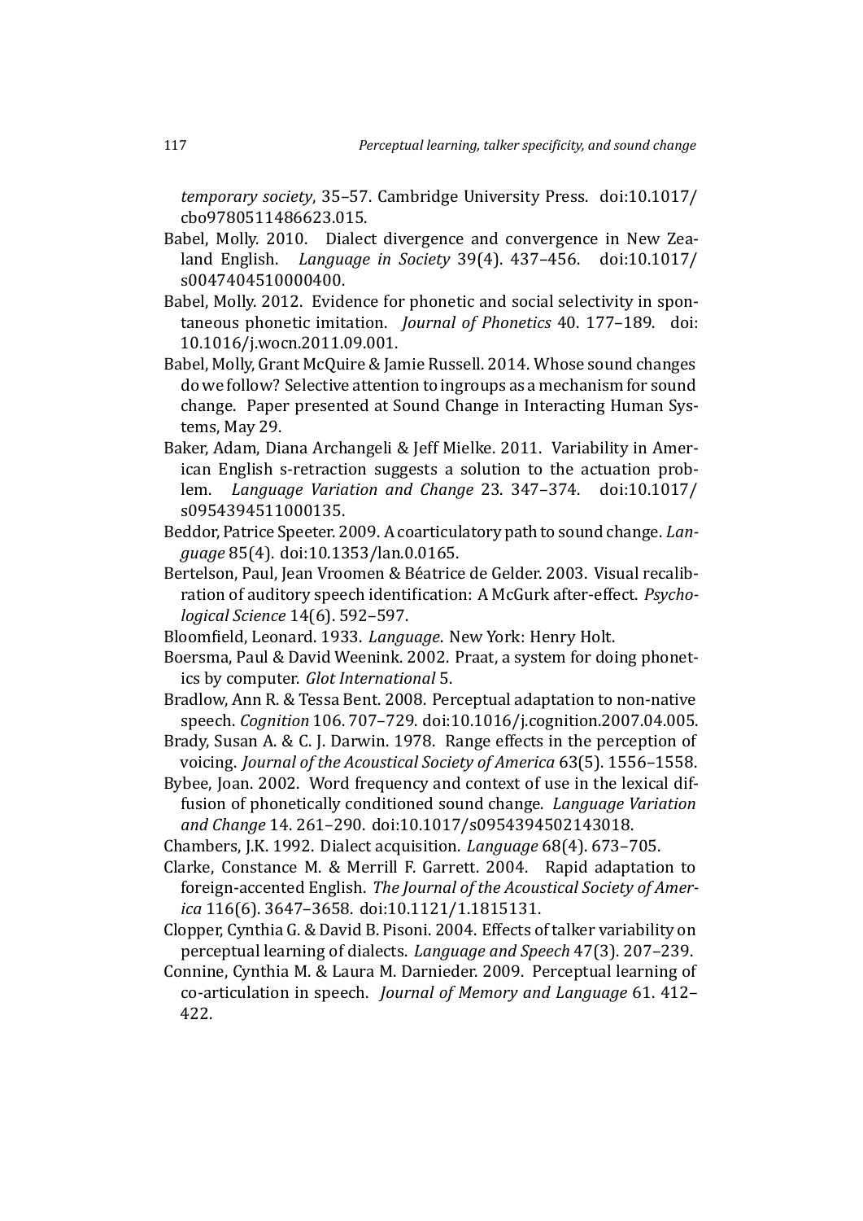*temporary society*, 35–57. Cambridge University Press. doi:10.1017/cbo9780511486623.015.

Babel, Molly. 2010. Dialect divergence and convergence in New Zealand English. *Language in Society* 39(4). 437–456. doi:10.1017/s0047404510000400.

Babel, Molly. 2012. Evidence for phonetic and social selectivity in spontaneous phonetic imitation. *Journal of Phonetics* 40. 177–189. doi:10.1016/j.wocn.2011.09.001.

Babel, Molly, Grant McQuire & Jamie Russell. 2014. Whose sound changes do we follow? Selective attention to ingroups as a mechanism for sound change. Paper presented at Sound Change in Interacting Human Systems, May 29.

Baker, Adam, Diana Archangeli & Jeff Mielke. 2011. Variability in American English s-retraction suggests a solution to the actuation problem. *Language Variation and Change* 23. 347–374. doi:10.1017/s0954394511000135.

Beddor, Patrice Speeter. 2009. A coarticulatory path to sound change. *Language* 85(4). doi:10.1353/lan.0.0165.

Bertelson, Paul, Jean Vroomen & Béatrice de Gelder. 2003. Visual recalibration of auditory speech identification: A McGurk after-effect. *Psychological Science* 14(6). 592–597.

Bloomfield, Leonard. 1933. *Language*. New York: Henry Holt.

Boersma, Paul & David Weenink. 2002. Praat, a system for doing phonetics by computer. *Glot International* 5.

Bradlow, Ann R. & Tessa Bent. 2008. Perceptual adaptation to non-native speech. *Cognition* 106. 707–729. doi:10.1016/j.cognition.2007.04.005.

Brady, Susan A. & C. J. Darwin. 1978. Range effects in the perception of voicing. *Journal of the Acoustical Society of America* 63(5). 1556–1558.

Bybee, Joan. 2002. Word frequency and context of use in the lexical diffusion of phonetically conditioned sound change. *Language Variation and Change* 14. 261–290. doi:10.1017/s0954394502143018.

Chambers, J.K. 1992. Dialect acquisition. *Language* 68(4). 673–705.

Clarke, Constance M. & Merrill F. Garrett. 2004. Rapid adaptation to foreign-accented English. *The Journal of the Acoustical Society of America* 116(6). 3647–3658. doi:10.1121/1.1815131.

Clopper, Cynthia G. & David B. Pisoni. 2004. Effects of talker variability on perceptual learning of dialects. *Language and Speech* 47(3). 207–239.

Connine, Cynthia M. & Laura M. Darnieder. 2009. Perceptual learning of co-articulation in speech. *Journal of Memory and Language* 61. 412–422.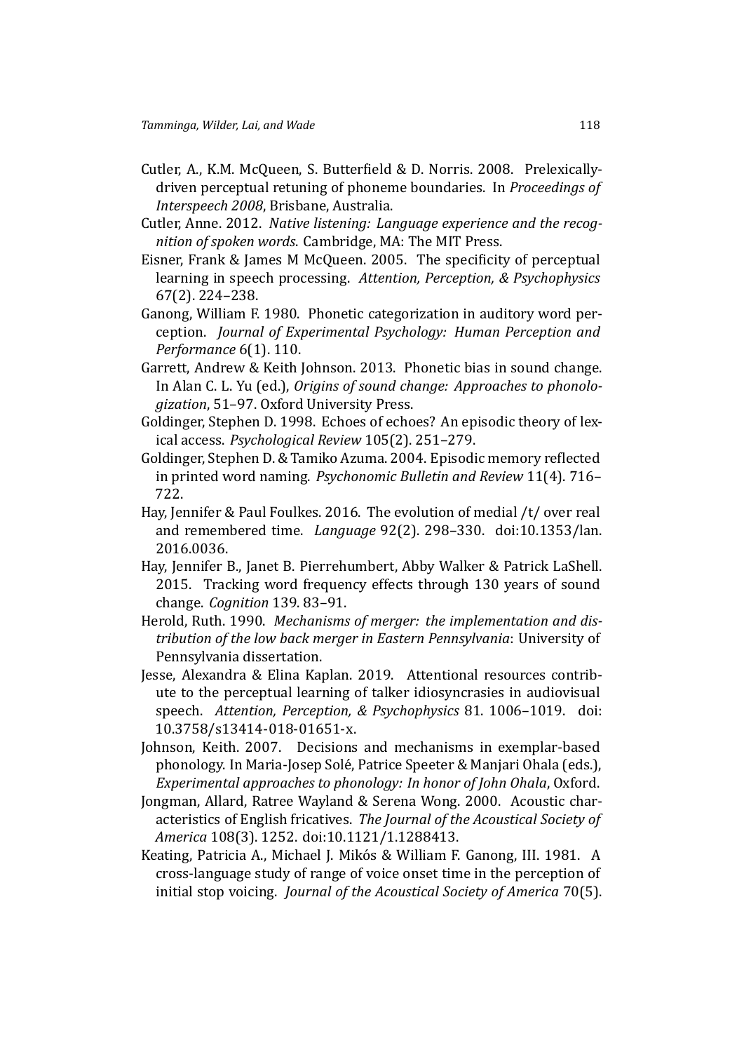Cutler, A., K.M. McQueen, S. Butterfield & D. Norris. 2008. Prelexically-driven perceptual retuning of phoneme boundaries. In *Proceedings of Interspeech 2008*, Brisbane, Australia.

Cutler, Anne. 2012. *Native listening: Language experience and the recognition of spoken words*. Cambridge, MA: The MIT Press.

Eisner, Frank & James M McQueen. 2005. The specificity of perceptual learning in speech processing. *Attention, Perception, & Psychophysics* 67(2). 224–238.

Ganong, William F. 1980. Phonetic categorization in auditory word perception. *Journal of Experimental Psychology: Human Perception and Performance* 6(1). 110.

Garrett, Andrew & Keith Johnson. 2013. Phonetic bias in sound change. In Alan C. L. Yu (ed.), *Origins of sound change: Approaches to phonologization*, 51–97. Oxford University Press.

Goldinger, Stephen D. 1998. Echoes of echoes? An episodic theory of lexical access. *Psychological Review* 105(2). 251–279.

Goldinger, Stephen D. & Tamiko Azuma. 2004. Episodic memory reflected in printed word naming. *Psychonomic Bulletin and Review* 11(4). 716–722.

Hay, Jennifer & Paul Foulkes. 2016. The evolution of medial /t/ over real and remembered time. *Language* 92(2). 298–330. doi:10.1353/lan.2016.0036.

Hay, Jennifer B., Janet B. Pierrehumbert, Abby Walker & Patrick LaShell. 2015. Tracking word frequency effects through 130 years of sound change. *Cognition* 139. 83–91.

Herold, Ruth. 1990. *Mechanisms of merger: the implementation and distribution of the low back merger in Eastern Pennsylvania*: University of Pennsylvania dissertation.

Jesse, Alexandra & Elina Kaplan. 2019. Attentional resources contribute to the perceptual learning of talker idiosyncrasies in audiovisual speech. *Attention, Perception, & Psychophysics* 81. 1006–1019. doi:10.3758/s13414-018-01651-x.

Johnson, Keith. 2007. Decisions and mechanisms in exemplar-based phonology. In Maria-Josep Solé, Patrice Speeter & Manjari Ohala (eds.), *Experimental approaches to phonology: In honor of John Ohala*, Oxford.

Jongman, Allard, Ratree Wayland & Serena Wong. 2000. Acoustic characteristics of English fricatives. *The Journal of the Acoustical Society of America* 108(3). 1252. doi:10.1121/1.1288413.

Keating, Patricia A., Michael J. Mikós & William F. Ganong, III. 1981. A cross-language study of range of voice onset time in the perception of initial stop voicing. *Journal of the Acoustical Society of America* 70(5).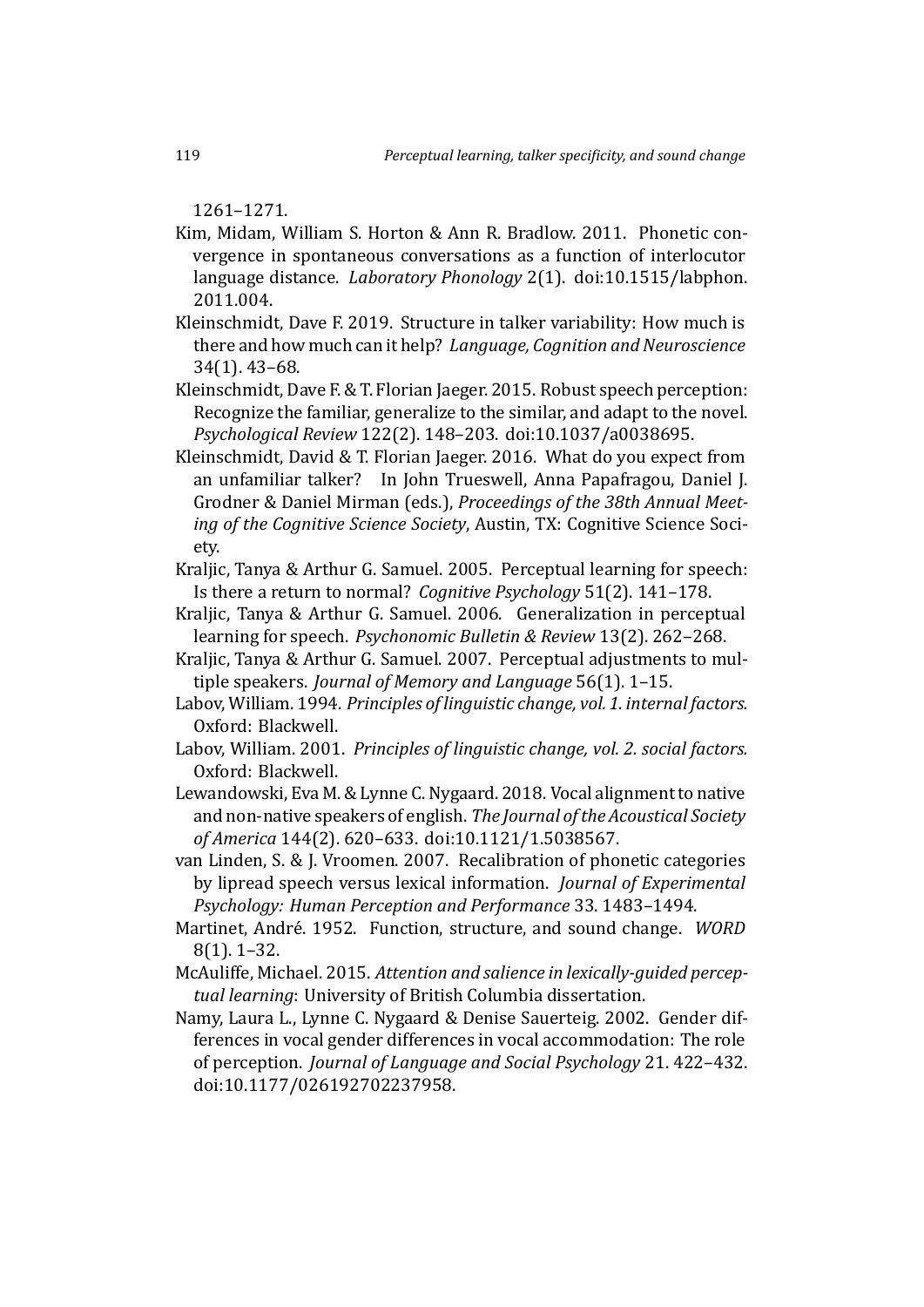1261–1271.

Kim, Midam, William S. Horton & Ann R. Bradlow. 2011. Phonetic convergence in spontaneous conversations as a function of interlocutor language distance. *Laboratory Phonology* 2(1). doi:10.1515/labphon.2011.004.

Kleinschmidt, Dave F. 2019. Structure in talker variability: How much is there and how much can it help? *Language, Cognition and Neuroscience* 34(1). 43–68.

Kleinschmidt, Dave F. & T. Florian Jaeger. 2015. Robust speech perception: Recognize the familiar, generalize to the similar, and adapt to the novel. *Psychological Review* 122(2). 148–203. doi:10.1037/a0038695.

Kleinschmidt, David & T. Florian Jaeger. 2016. What do you expect from an unfamiliar talker? In John Trueswell, Anna Papafragou, Daniel J. Grodner & Daniel Mirman (eds.), *Proceedings of the 38th Annual Meeting of the Cognitive Science Society*, Austin, TX: Cognitive Science Society.

Kraljic, Tanya & Arthur G. Samuel. 2005. Perceptual learning for speech: Is there a return to normal? *Cognitive Psychology* 51(2). 141–178.

Kraljic, Tanya & Arthur G. Samuel. 2006. Generalization in perceptual learning for speech. *Psychonomic Bulletin & Review* 13(2). 262–268.

Kraljic, Tanya & Arthur G. Samuel. 2007. Perceptual adjustments to multiple speakers. *Journal of Memory and Language* 56(1). 1–15.

Labov, William. 1994. *Principles of linguistic change, vol. 1. internal factors.* Oxford: Blackwell.

Labov, William. 2001. *Principles of linguistic change, vol. 2. social factors.* Oxford: Blackwell.

Lewandowski, Eva M. & Lynne C. Nygaard. 2018. Vocal alignment to native and non-native speakers of english. *The Journal of the Acoustical Society of America* 144(2). 620–633. doi:10.1121/1.5038567.

van Linden, S. & J. Vroomen. 2007. Recalibration of phonetic categories by lipread speech versus lexical information. *Journal of Experimental Psychology: Human Perception and Performance* 33. 1483–1494.

Martinet, André. 1952. Function, structure, and sound change. *WORD* 8(1). 1–32.

McAuliffe, Michael. 2015. *Attention and salience in lexically-guided perceptual learning*: University of British Columbia dissertation.

Namy, Laura L., Lynne C. Nygaard & Denise Sauerteig. 2002. Gender differences in vocal gender differences in vocal accommodation: The role of perception. *Journal of Language and Social Psychology* 21. 422–432. doi:10.1177/026192702237958.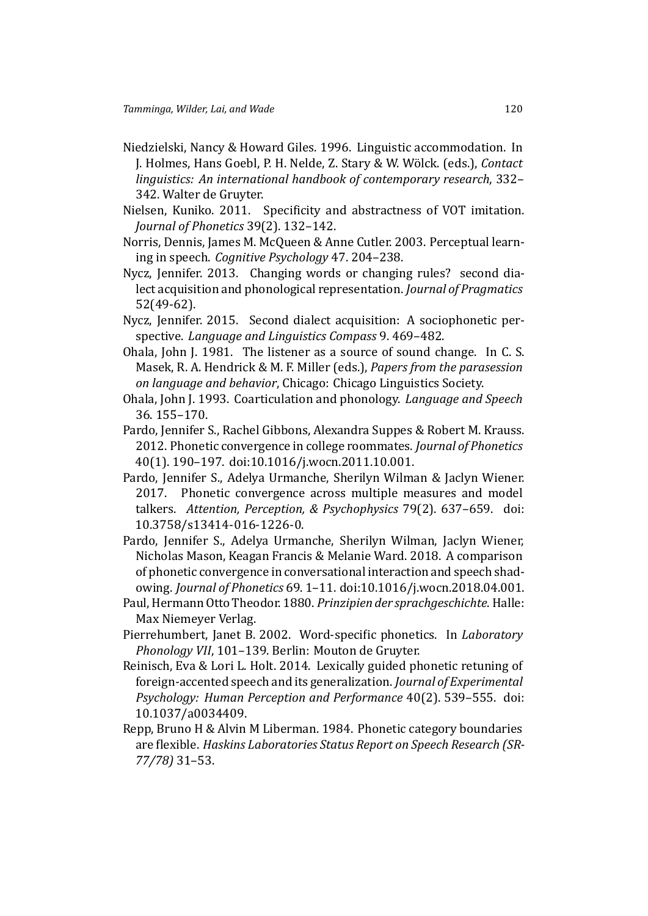Niedzielski, Nancy & Howard Giles. 1996. Linguistic accommodation. In J. Holmes, Hans Goebl, P. H. Nelde, Z. Stary & W. Wölck. (eds.), *Contact linguistics: An international handbook of contemporary research*, 332–342. Walter de Gruyter.

Nielsen, Kuniko. 2011. Specificity and abstractness of VOT imitation. *Journal of Phonetics* 39(2). 132–142.

Norris, Dennis, James M. McQueen & Anne Cutler. 2003. Perceptual learning in speech. *Cognitive Psychology* 47. 204–238.

Nycz, Jennifer. 2013. Changing words or changing rules? second dialect acquisition and phonological representation. *Journal of Pragmatics* 52(49-62).

Nycz, Jennifer. 2015. Second dialect acquisition: A sociophonetic perspective. *Language and Linguistics Compass* 9. 469–482.

Ohala, John J. 1981. The listener as a source of sound change. In C. S. Masek, R. A. Hendrick & M. F. Miller (eds.), *Papers from the parasession on language and behavior*, Chicago: Chicago Linguistics Society.

Ohala, John J. 1993. Coarticulation and phonology. *Language and Speech* 36. 155–170.

Pardo, Jennifer S., Rachel Gibbons, Alexandra Suppes & Robert M. Krauss. 2012. Phonetic convergence in college roommates. *Journal of Phonetics* 40(1). 190–197. doi:10.1016/j.wocn.2011.10.001.

Pardo, Jennifer S., Adelya Urmanche, Sherilyn Wilman & Jaclyn Wiener. 2017. Phonetic convergence across multiple measures and model talkers. *Attention, Perception, & Psychophysics* 79(2). 637–659. doi: 10.3758/s13414-016-1226-0.

Pardo, Jennifer S., Adelya Urmanche, Sherilyn Wilman, Jaclyn Wiener, Nicholas Mason, Keagan Francis & Melanie Ward. 2018. A comparison of phonetic convergence in conversational interaction and speech shadowing. *Journal of Phonetics* 69. 1–11. doi:10.1016/j.wocn.2018.04.001.

Paul, Hermann Otto Theodor. 1880. *Prinzipien der sprachgeschichte*. Halle: Max Niemeyer Verlag.

Pierrehumbert, Janet B. 2002. Word-specific phonetics. In *Laboratory Phonology VII*, 101–139. Berlin: Mouton de Gruyter.

Reinisch, Eva & Lori L. Holt. 2014. Lexically guided phonetic retuning of foreign-accented speech and its generalization. *Journal of Experimental Psychology: Human Perception and Performance* 40(2). 539–555. doi: 10.1037/a0034409.

Repp, Bruno H & Alvin M Liberman. 1984. Phonetic category boundaries are flexible. *Haskins Laboratories Status Report on Speech Research (SR-77/78)* 31–53.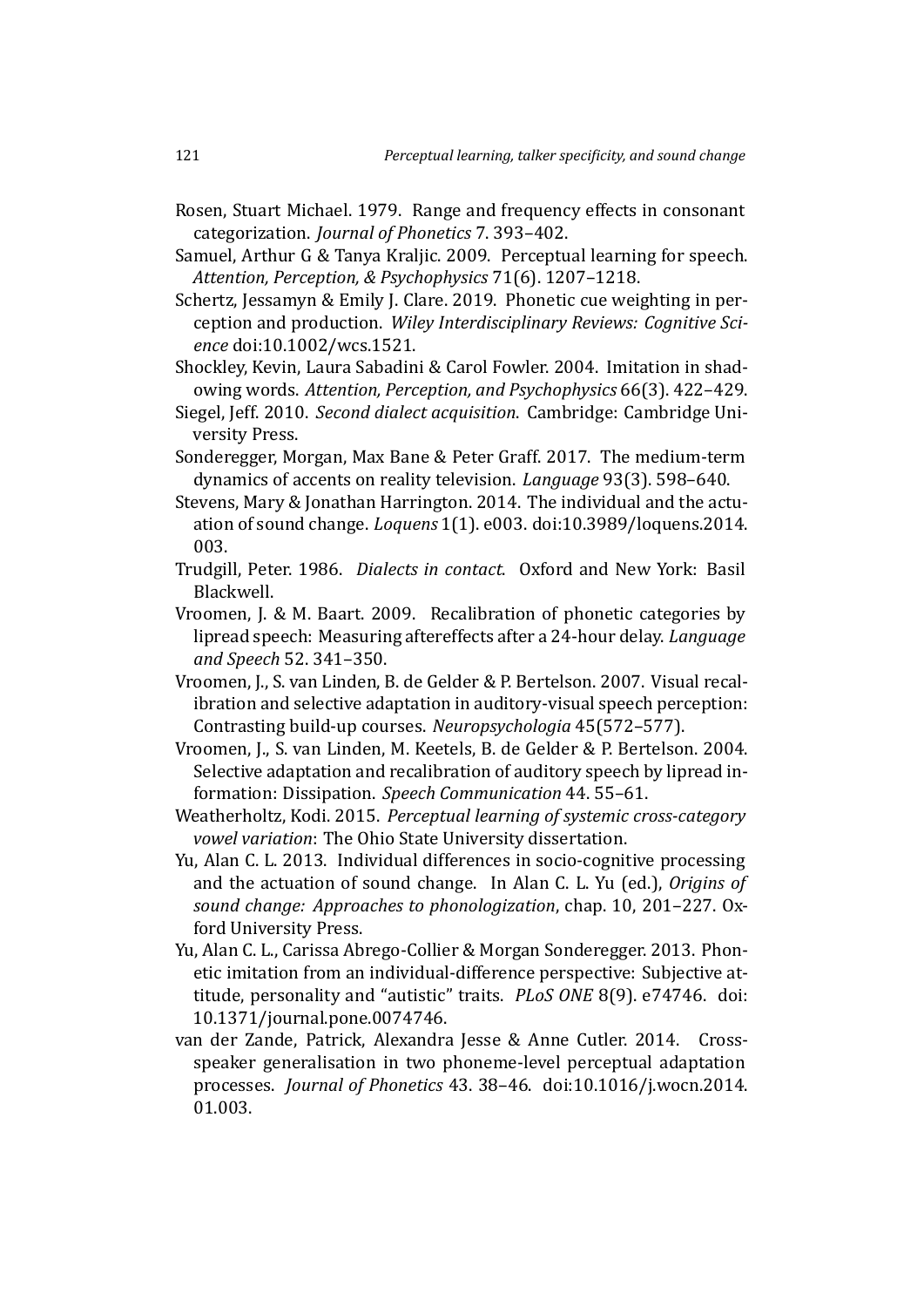Rosen, Stuart Michael. 1979. Range and frequency effects in consonant categorization. *Journal of Phonetics* 7. 393–402.

Samuel, Arthur G & Tanya Kraljic. 2009. Perceptual learning for speech. *Attention, Perception, & Psychophysics* 71(6). 1207–1218.

Schertz, Jessamyn & Emily J. Clare. 2019. Phonetic cue weighting in perception and production. *Wiley Interdisciplinary Reviews: Cognitive Science* doi:10.1002/wcs.1521.

Shockley, Kevin, Laura Sabadini & Carol Fowler. 2004. Imitation in shadowing words. *Attention, Perception, and Psychophysics* 66(3). 422–429.

Siegel, Jeff. 2010. *Second dialect acquisition*. Cambridge: Cambridge University Press.

Sonderegger, Morgan, Max Bane & Peter Graff. 2017. The medium-term dynamics of accents on reality television. *Language* 93(3). 598–640.

Stevens, Mary & Jonathan Harrington. 2014. The individual and the actuation of sound change. *Loquens* 1(1). e003. doi:10.3989/loquens.2014.003.

Trudgill, Peter. 1986. *Dialects in contact*. Oxford and New York: Basil Blackwell.

Vroomen, J. & M. Baart. 2009. Recalibration of phonetic categories by lipread speech: Measuring aftereffects after a 24-hour delay. *Language and Speech* 52. 341–350.

Vroomen, J., S. van Linden, B. de Gelder & P. Bertelson. 2007. Visual recalibration and selective adaptation in auditory-visual speech perception: Contrasting build-up courses. *Neuropsychologia* 45(572–577).

Vroomen, J., S. van Linden, M. Keetels, B. de Gelder & P. Bertelson. 2004. Selective adaptation and recalibration of auditory speech by lipread information: Dissipation. *Speech Communication* 44. 55–61.

Weatherholtz, Kodi. 2015. *Perceptual learning of systemic cross-category vowel variation*: The Ohio State University dissertation.

Yu, Alan C. L. 2013. Individual differences in socio-cognitive processing and the actuation of sound change. In Alan C. L. Yu (ed.), *Origins of sound change: Approaches to phonologization*, chap. 10, 201–227. Oxford University Press.

Yu, Alan C. L., Carissa Abrego-Collier & Morgan Sonderegger. 2013. Phonetic imitation from an individual-difference perspective: Subjective attitude, personality and "autistic" traits. *PLoS ONE* 8(9). e74746. doi:10.1371/journal.pone.0074746.

van der Zande, Patrick, Alexandra Jesse & Anne Cutler. 2014. Cross-speaker generalisation in two phoneme-level perceptual adaptation processes. *Journal of Phonetics* 43. 38–46. doi:10.1016/j.wocn.2014.01.003.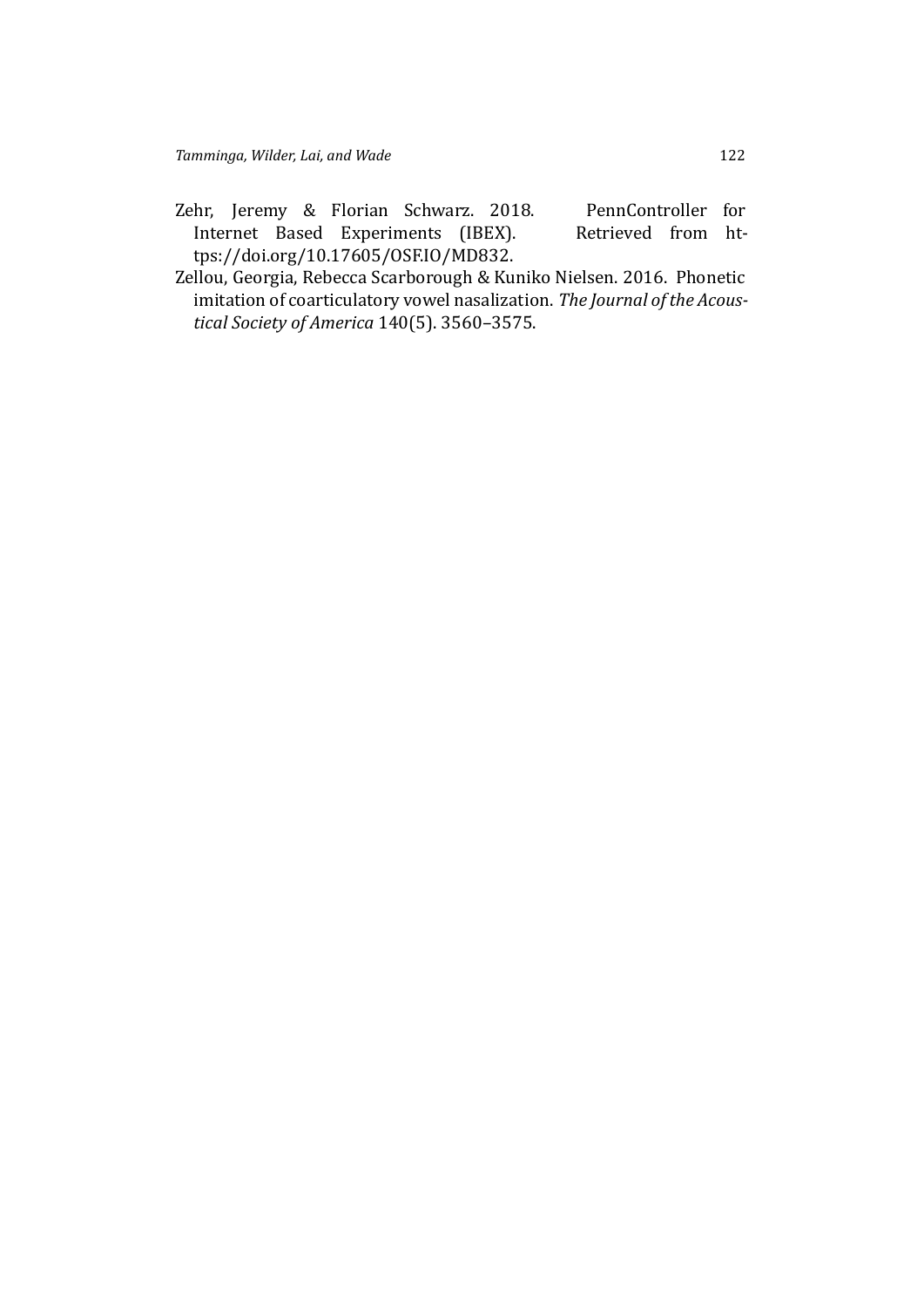Zehr, Jeremy & Florian Schwarz. 2018. PennController for Internet Based Experiments (IBEX). Retrieved from https://doi.org/10.17605/OSF.IO/MD832.

Zellou, Georgia, Rebecca Scarborough & Kuniko Nielsen. 2016. Phonetic imitation of coarticulatory vowel nasalization. *The Journal of the Acoustical Society of America* 140(5). 3560–3575.